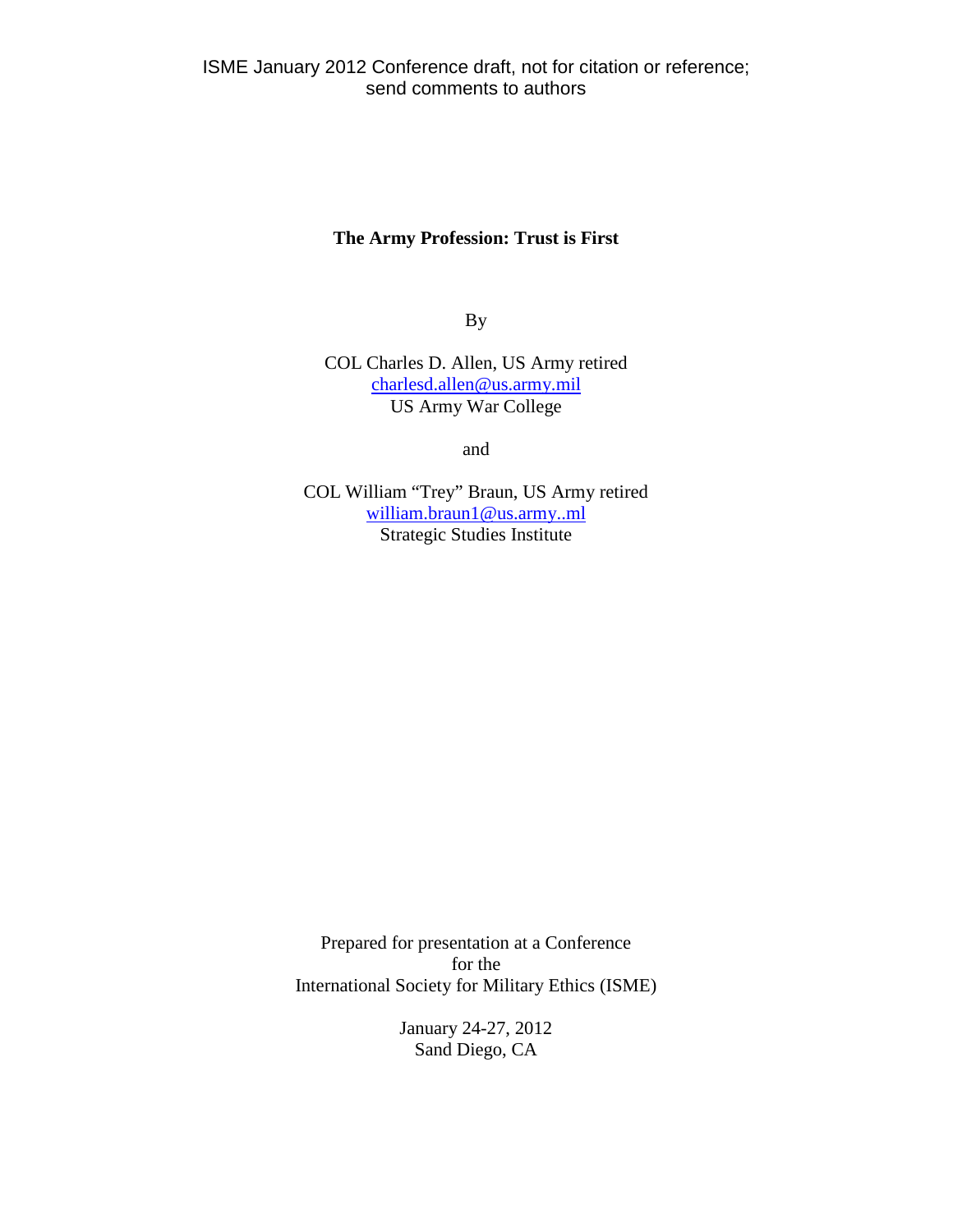ISME January 2012 Conference draft, not for citation or reference; send comments to authors

# The Army Profession: Trust is First

By

COL Charles D. Allen, US Army retired
charlesd.allen@us.army.mil
US Army War College

and

COL William "Trey" Braun, US Army retired
william.braun1@us.army..ml
Strategic Studies Institute

Prepared for presentation at a Conference
for the
International Society for Military Ethics (ISME)

January 24-27, 2012
Sand Diego, CA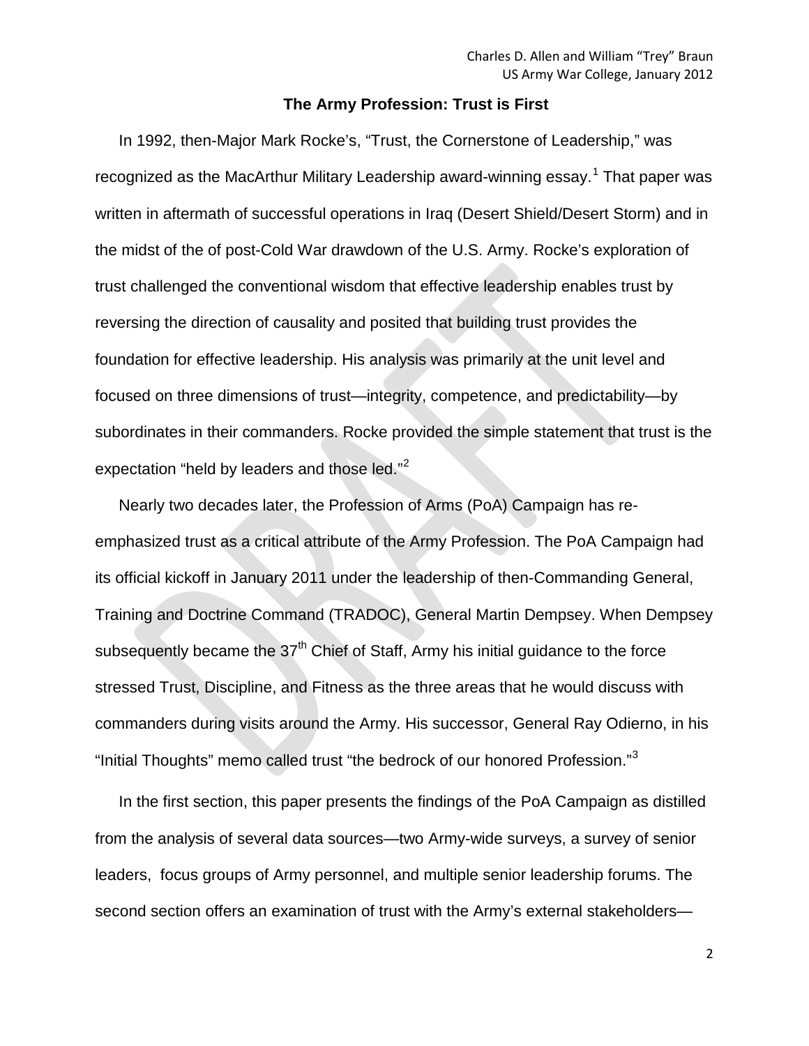## The Army Profession: Trust is First

In 1992, then-Major Mark Rocke's, "Trust, the Cornerstone of Leadership," was recognized as the MacArthur Military Leadership award-winning essay.[1] That paper was written in aftermath of successful operations in Iraq (Desert Shield/Desert Storm) and in the midst of the of post-Cold War drawdown of the U.S. Army. Rocke's exploration of trust challenged the conventional wisdom that effective leadership enables trust by reversing the direction of causality and posited that building trust provides the foundation for effective leadership. His analysis was primarily at the unit level and focused on three dimensions of trust—integrity, competence, and predictability—by subordinates in their commanders. Rocke provided the simple statement that trust is the expectation "held by leaders and those led."[2]

Nearly two decades later, the Profession of Arms (PoA) Campaign has re-emphasized trust as a critical attribute of the Army Profession. The PoA Campaign had its official kickoff in January 2011 under the leadership of then-Commanding General, Training and Doctrine Command (TRADOC), General Martin Dempsey. When Dempsey subsequently became the 37th Chief of Staff, Army his initial guidance to the force stressed Trust, Discipline, and Fitness as the three areas that he would discuss with commanders during visits around the Army. His successor, General Ray Odierno, in his "Initial Thoughts" memo called trust "the bedrock of our honored Profession."[3]

In the first section, this paper presents the findings of the PoA Campaign as distilled from the analysis of several data sources—two Army-wide surveys, a survey of senior leaders, focus groups of Army personnel, and multiple senior leadership forums. The second section offers an examination of trust with the Army's external stakeholders—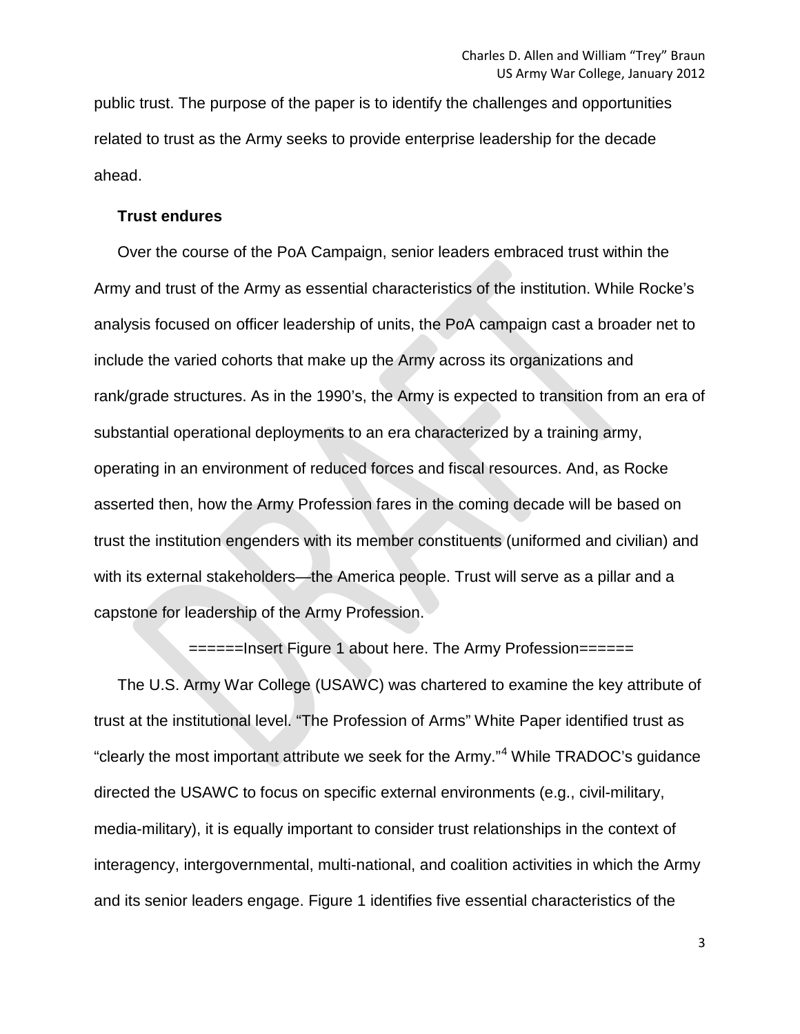public trust. The purpose of the paper is to identify the challenges and opportunities related to trust as the Army seeks to provide enterprise leadership for the decade ahead.

**Trust endures**

Over the course of the PoA Campaign, senior leaders embraced trust within the Army and trust of the Army as essential characteristics of the institution. While Rocke's analysis focused on officer leadership of units, the PoA campaign cast a broader net to include the varied cohorts that make up the Army across its organizations and rank/grade structures. As in the 1990's, the Army is expected to transition from an era of substantial operational deployments to an era characterized by a training army, operating in an environment of reduced forces and fiscal resources. And, as Rocke asserted then, how the Army Profession fares in the coming decade will be based on trust the institution engenders with its member constituents (uniformed and civilian) and with its external stakeholders—the America people. Trust will serve as a pillar and a capstone for leadership of the Army Profession.

======Insert Figure 1 about here. The Army Profession======

The U.S. Army War College (USAWC) was chartered to examine the key attribute of trust at the institutional level. "The Profession of Arms" White Paper identified trust as "clearly the most important attribute we seek for the Army."[4] While TRADOC's guidance directed the USAWC to focus on specific external environments (e.g., civil-military, media-military), it is equally important to consider trust relationships in the context of interagency, intergovernmental, multi-national, and coalition activities in which the Army and its senior leaders engage. Figure 1 identifies five essential characteristics of the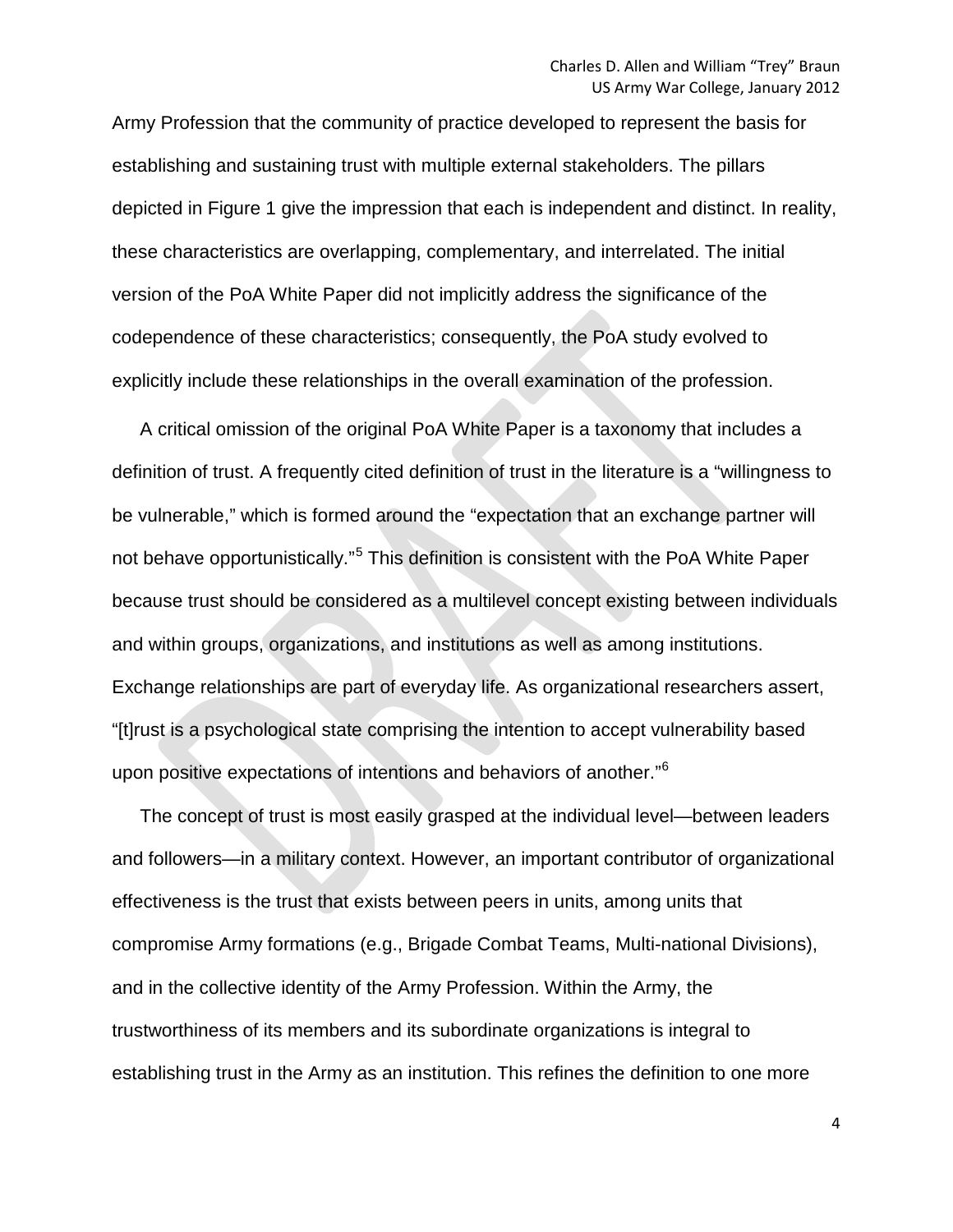Army Profession that the community of practice developed to represent the basis for establishing and sustaining trust with multiple external stakeholders. The pillars depicted in Figure 1 give the impression that each is independent and distinct. In reality, these characteristics are overlapping, complementary, and interrelated. The initial version of the PoA White Paper did not implicitly address the significance of the codependence of these characteristics; consequently, the PoA study evolved to explicitly include these relationships in the overall examination of the profession.

A critical omission of the original PoA White Paper is a taxonomy that includes a definition of trust. A frequently cited definition of trust in the literature is a "willingness to be vulnerable," which is formed around the "expectation that an exchange partner will not behave opportunistically."[5] This definition is consistent with the PoA White Paper because trust should be considered as a multilevel concept existing between individuals and within groups, organizations, and institutions as well as among institutions. Exchange relationships are part of everyday life. As organizational researchers assert, "[t]rust is a psychological state comprising the intention to accept vulnerability based upon positive expectations of intentions and behaviors of another."[6]

The concept of trust is most easily grasped at the individual level—between leaders and followers—in a military context. However, an important contributor of organizational effectiveness is the trust that exists between peers in units, among units that compromise Army formations (e.g., Brigade Combat Teams, Multi-national Divisions), and in the collective identity of the Army Profession. Within the Army, the trustworthiness of its members and its subordinate organizations is integral to establishing trust in the Army as an institution. This refines the definition to one more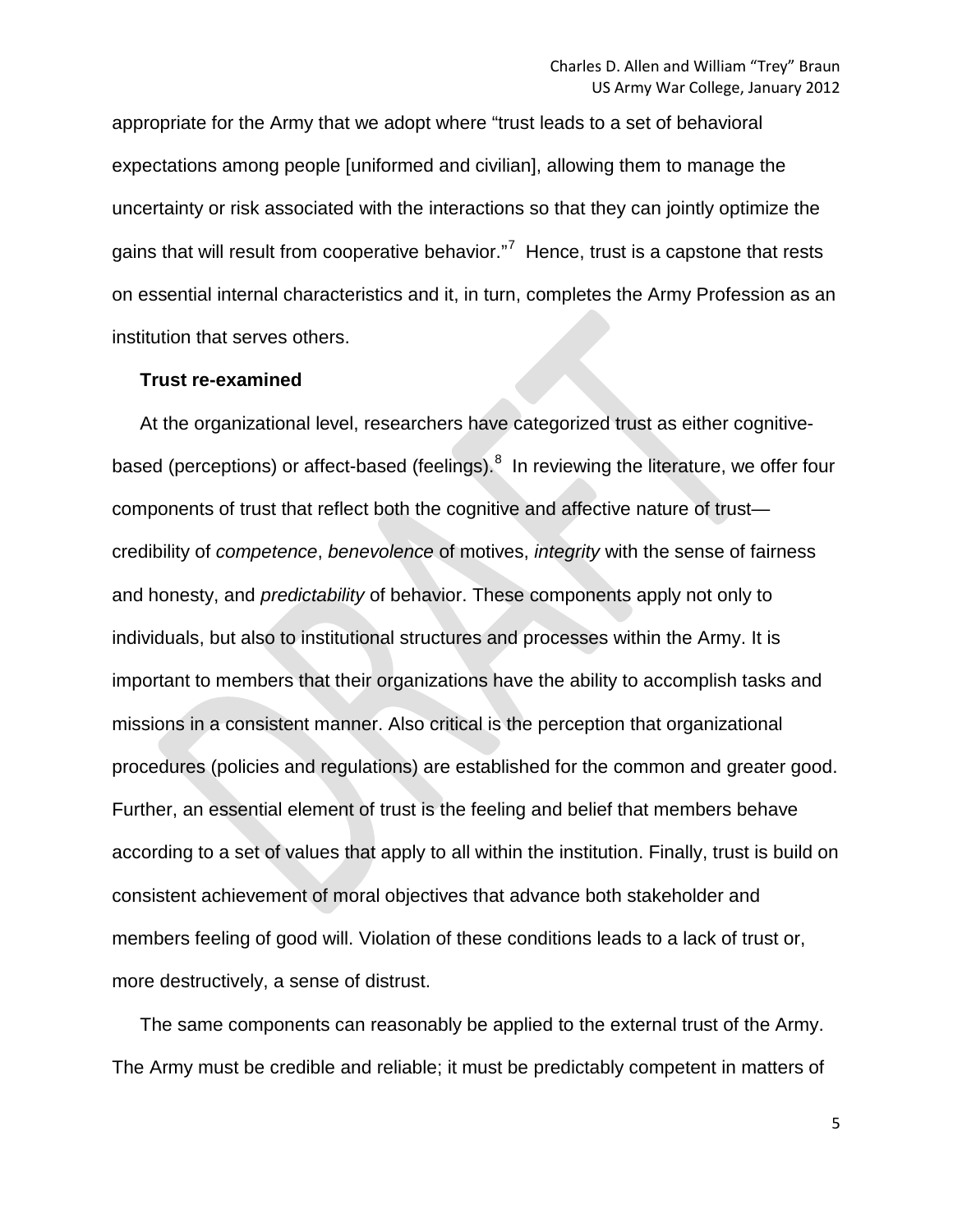appropriate for the Army that we adopt where "trust leads to a set of behavioral expectations among people [uniformed and civilian], allowing them to manage the uncertainty or risk associated with the interactions so that they can jointly optimize the gains that will result from cooperative behavior."[7] Hence, trust is a capstone that rests on essential internal characteristics and it, in turn, completes the Army Profession as an institution that serves others.

**Trust re-examined**

At the organizational level, researchers have categorized trust as either cognitive-based (perceptions) or affect-based (feelings).[8] In reviewing the literature, we offer four components of trust that reflect both the cognitive and affective nature of trust—credibility of *competence*, *benevolence* of motives, *integrity* with the sense of fairness and honesty, and *predictability* of behavior. These components apply not only to individuals, but also to institutional structures and processes within the Army. It is important to members that their organizations have the ability to accomplish tasks and missions in a consistent manner. Also critical is the perception that organizational procedures (policies and regulations) are established for the common and greater good. Further, an essential element of trust is the feeling and belief that members behave according to a set of values that apply to all within the institution. Finally, trust is build on consistent achievement of moral objectives that advance both stakeholder and members feeling of good will. Violation of these conditions leads to a lack of trust or, more destructively, a sense of distrust.

The same components can reasonably be applied to the external trust of the Army. The Army must be credible and reliable; it must be predictably competent in matters of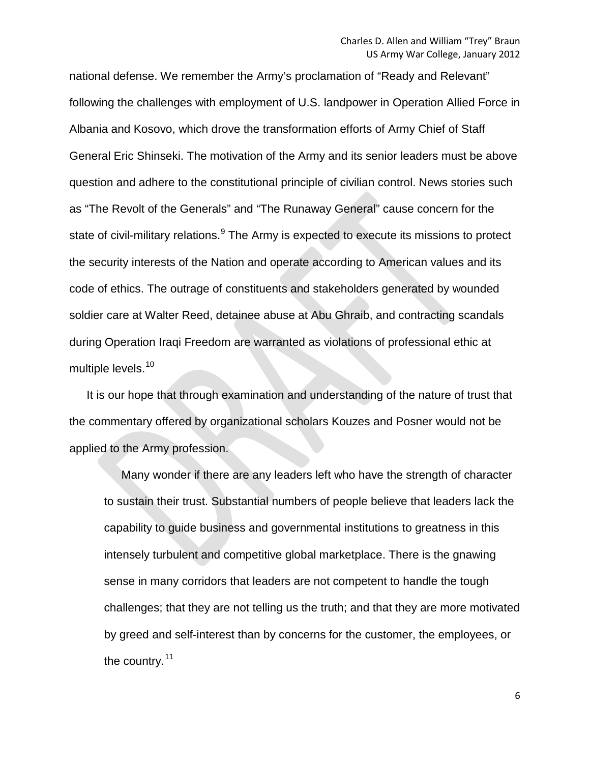national defense. We remember the Army's proclamation of "Ready and Relevant" following the challenges with employment of U.S. landpower in Operation Allied Force in Albania and Kosovo, which drove the transformation efforts of Army Chief of Staff General Eric Shinseki. The motivation of the Army and its senior leaders must be above question and adhere to the constitutional principle of civilian control. News stories such as "The Revolt of the Generals" and "The Runaway General" cause concern for the state of civil-military relations.[9] The Army is expected to execute its missions to protect the security interests of the Nation and operate according to American values and its code of ethics. The outrage of constituents and stakeholders generated by wounded soldier care at Walter Reed, detainee abuse at Abu Ghraib, and contracting scandals during Operation Iraqi Freedom are warranted as violations of professional ethic at multiple levels.[10]

It is our hope that through examination and understanding of the nature of trust that the commentary offered by organizational scholars Kouzes and Posner would not be applied to the Army profession.

> Many wonder if there are any leaders left who have the strength of character to sustain their trust. Substantial numbers of people believe that leaders lack the capability to guide business and governmental institutions to greatness in this intensely turbulent and competitive global marketplace. There is the gnawing sense in many corridors that leaders are not competent to handle the tough challenges; that they are not telling us the truth; and that they are more motivated by greed and self-interest than by concerns for the customer, the employees, or the country.[11]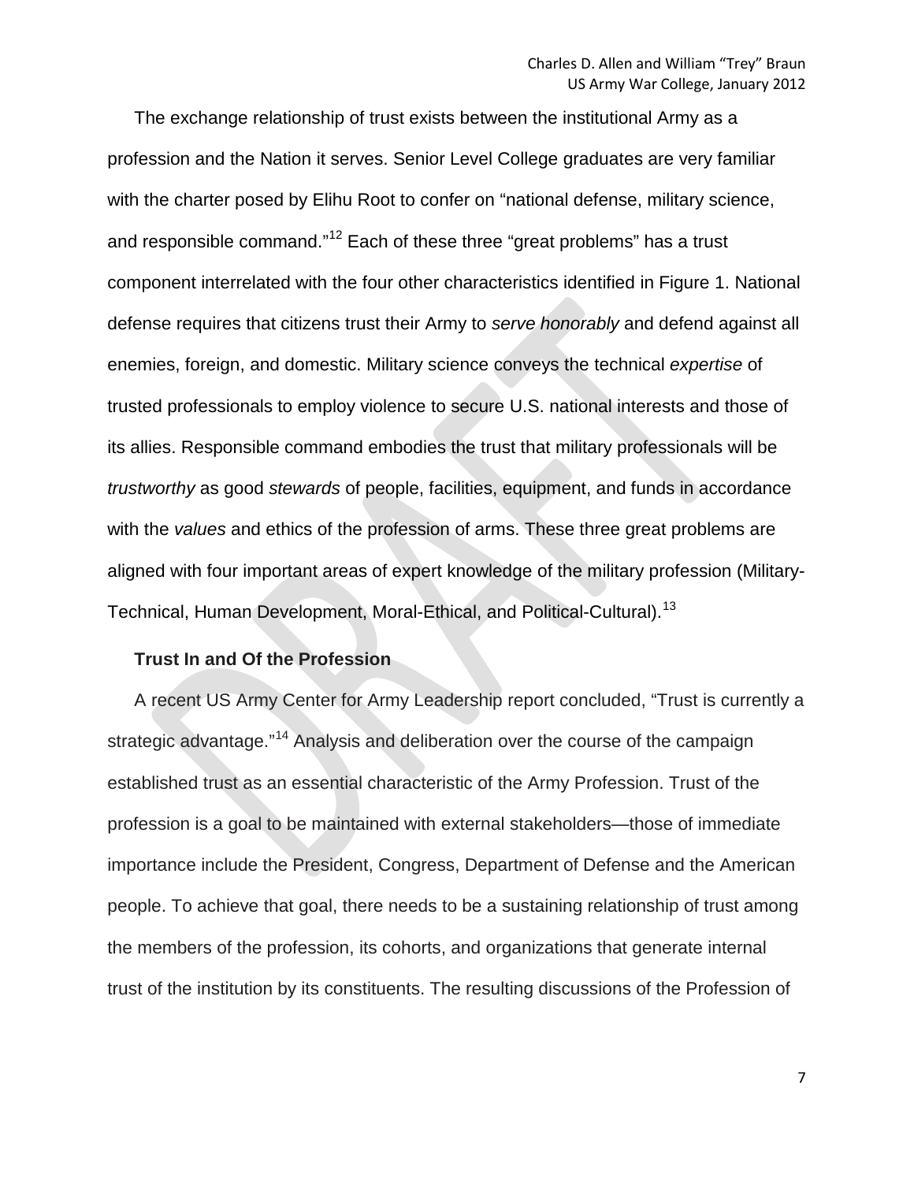The exchange relationship of trust exists between the institutional Army as a profession and the Nation it serves. Senior Level College graduates are very familiar with the charter posed by Elihu Root to confer on "national defense, military science, and responsible command."[12] Each of these three "great problems" has a trust component interrelated with the four other characteristics identified in Figure 1. National defense requires that citizens trust their Army to *serve honorably* and defend against all enemies, foreign, and domestic. Military science conveys the technical *expertise* of trusted professionals to employ violence to secure U.S. national interests and those of its allies. Responsible command embodies the trust that military professionals will be *trustworthy* as good *stewards* of people, facilities, equipment, and funds in accordance with the *values* and ethics of the profession of arms. These three great problems are aligned with four important areas of expert knowledge of the military profession (Military-Technical, Human Development, Moral-Ethical, and Political-Cultural).[13]

**Trust In and Of the Profession**

A recent US Army Center for Army Leadership report concluded, "Trust is currently a strategic advantage."[14] Analysis and deliberation over the course of the campaign established trust as an essential characteristic of the Army Profession. Trust of the profession is a goal to be maintained with external stakeholders—those of immediate importance include the President, Congress, Department of Defense and the American people. To achieve that goal, there needs to be a sustaining relationship of trust among the members of the profession, its cohorts, and organizations that generate internal trust of the institution by its constituents. The resulting discussions of the Profession of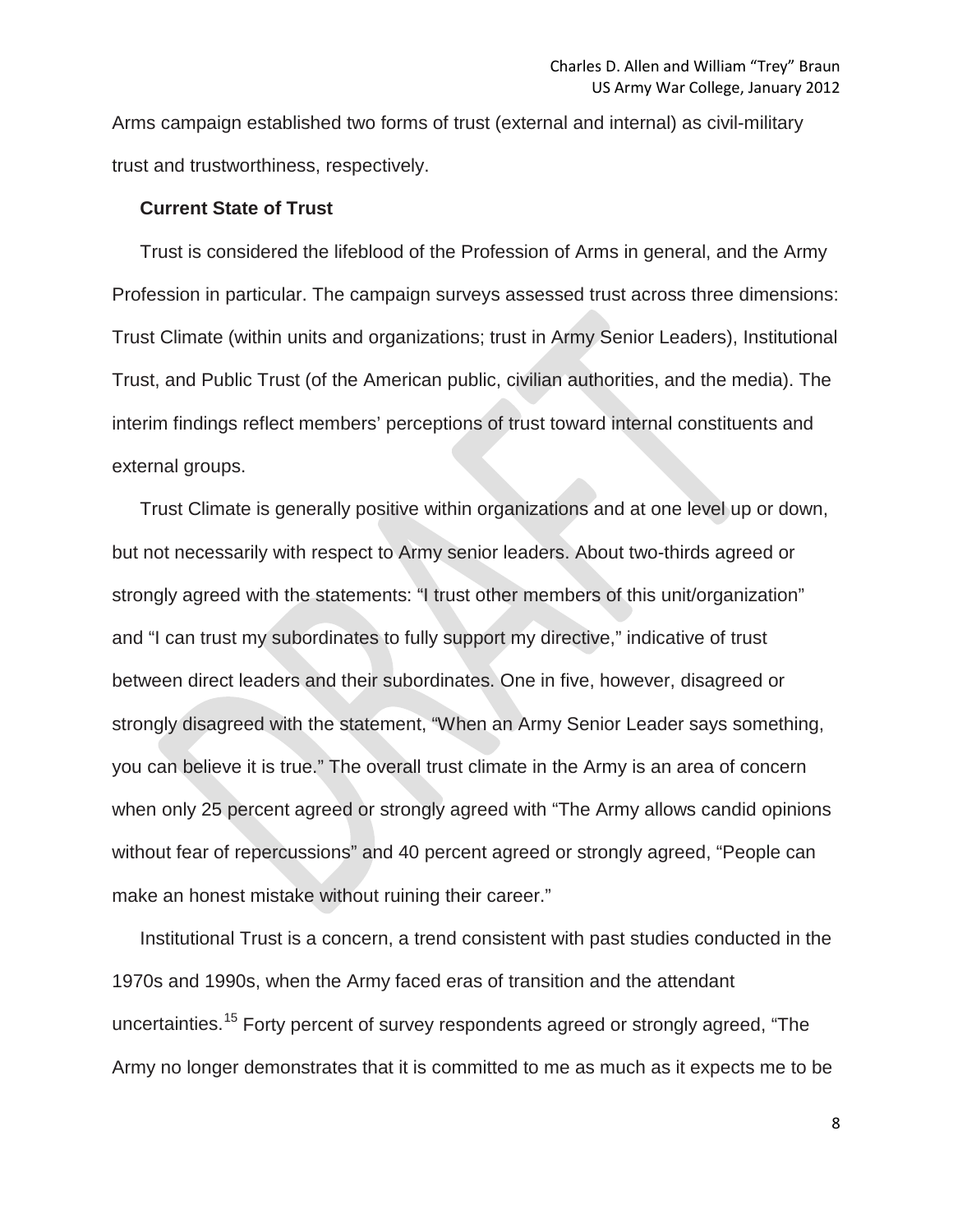Arms campaign established two forms of trust (external and internal) as civil-military trust and trustworthiness, respectively.

**Current State of Trust**

Trust is considered the lifeblood of the Profession of Arms in general, and the Army Profession in particular. The campaign surveys assessed trust across three dimensions: Trust Climate (within units and organizations; trust in Army Senior Leaders), Institutional Trust, and Public Trust (of the American public, civilian authorities, and the media). The interim findings reflect members' perceptions of trust toward internal constituents and external groups.

Trust Climate is generally positive within organizations and at one level up or down, but not necessarily with respect to Army senior leaders. About two-thirds agreed or strongly agreed with the statements: "I trust other members of this unit/organization" and "I can trust my subordinates to fully support my directive," indicative of trust between direct leaders and their subordinates. One in five, however, disagreed or strongly disagreed with the statement, "When an Army Senior Leader says something, you can believe it is true." The overall trust climate in the Army is an area of concern when only 25 percent agreed or strongly agreed with "The Army allows candid opinions without fear of repercussions" and 40 percent agreed or strongly agreed, "People can make an honest mistake without ruining their career."

Institutional Trust is a concern, a trend consistent with past studies conducted in the 1970s and 1990s, when the Army faced eras of transition and the attendant uncertainties.[15] Forty percent of survey respondents agreed or strongly agreed, "The Army no longer demonstrates that it is committed to me as much as it expects me to be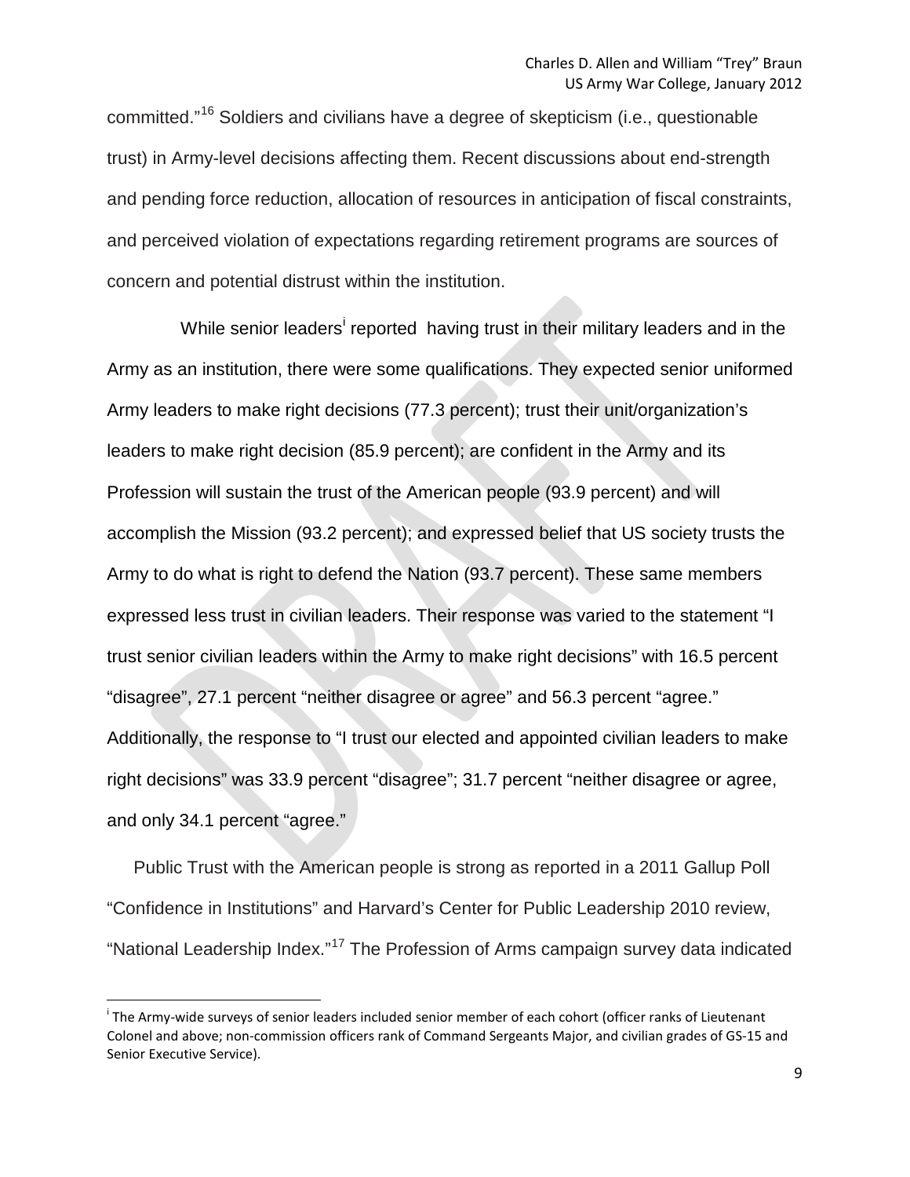committed."[16] Soldiers and civilians have a degree of skepticism (i.e., questionable trust) in Army-level decisions affecting them. Recent discussions about end-strength and pending force reduction, allocation of resources in anticipation of fiscal constraints, and perceived violation of expectations regarding retirement programs are sources of concern and potential distrust within the institution.

While senior leaders[i] reported having trust in their military leaders and in the Army as an institution, there were some qualifications. They expected senior uniformed Army leaders to make right decisions (77.3 percent); trust their unit/organization's leaders to make right decision (85.9 percent); are confident in the Army and its Profession will sustain the trust of the American people (93.9 percent) and will accomplish the Mission (93.2 percent); and expressed belief that US society trusts the Army to do what is right to defend the Nation (93.7 percent). These same members expressed less trust in civilian leaders. Their response was varied to the statement "I trust senior civilian leaders within the Army to make right decisions" with 16.5 percent "disagree", 27.1 percent "neither disagree or agree" and 56.3 percent "agree." Additionally, the response to "I trust our elected and appointed civilian leaders to make right decisions" was 33.9 percent "disagree"; 31.7 percent "neither disagree or agree, and only 34.1 percent "agree."

Public Trust with the American people is strong as reported in a 2011 Gallup Poll "Confidence in Institutions" and Harvard's Center for Public Leadership 2010 review, "National Leadership Index."[17] The Profession of Arms campaign survey data indicated

---

[i] The Army-wide surveys of senior leaders included senior member of each cohort (officer ranks of Lieutenant Colonel and above; non-commission officers rank of Command Sergeants Major, and civilian grades of GS-15 and Senior Executive Service).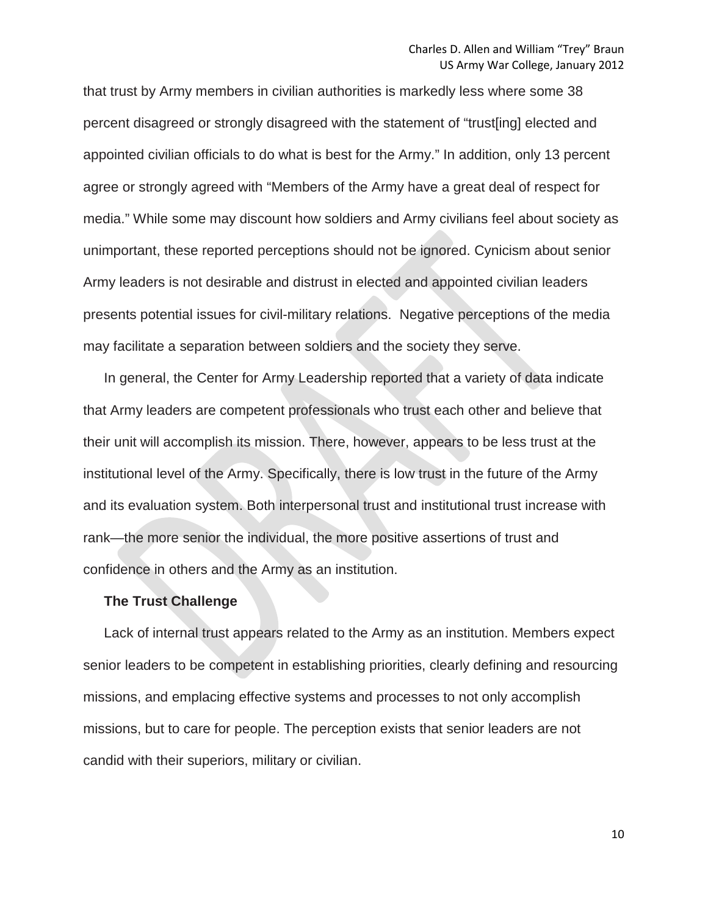that trust by Army members in civilian authorities is markedly less where some 38 percent disagreed or strongly disagreed with the statement of "trust[ing] elected and appointed civilian officials to do what is best for the Army." In addition, only 13 percent agree or strongly agreed with "Members of the Army have a great deal of respect for media." While some may discount how soldiers and Army civilians feel about society as unimportant, these reported perceptions should not be ignored. Cynicism about senior Army leaders is not desirable and distrust in elected and appointed civilian leaders presents potential issues for civil-military relations. Negative perceptions of the media may facilitate a separation between soldiers and the society they serve.

In general, the Center for Army Leadership reported that a variety of data indicate that Army leaders are competent professionals who trust each other and believe that their unit will accomplish its mission. There, however, appears to be less trust at the institutional level of the Army. Specifically, there is low trust in the future of the Army and its evaluation system. Both interpersonal trust and institutional trust increase with rank—the more senior the individual, the more positive assertions of trust and confidence in others and the Army as an institution.

**The Trust Challenge**

Lack of internal trust appears related to the Army as an institution. Members expect senior leaders to be competent in establishing priorities, clearly defining and resourcing missions, and emplacing effective systems and processes to not only accomplish missions, but to care for people. The perception exists that senior leaders are not candid with their superiors, military or civilian.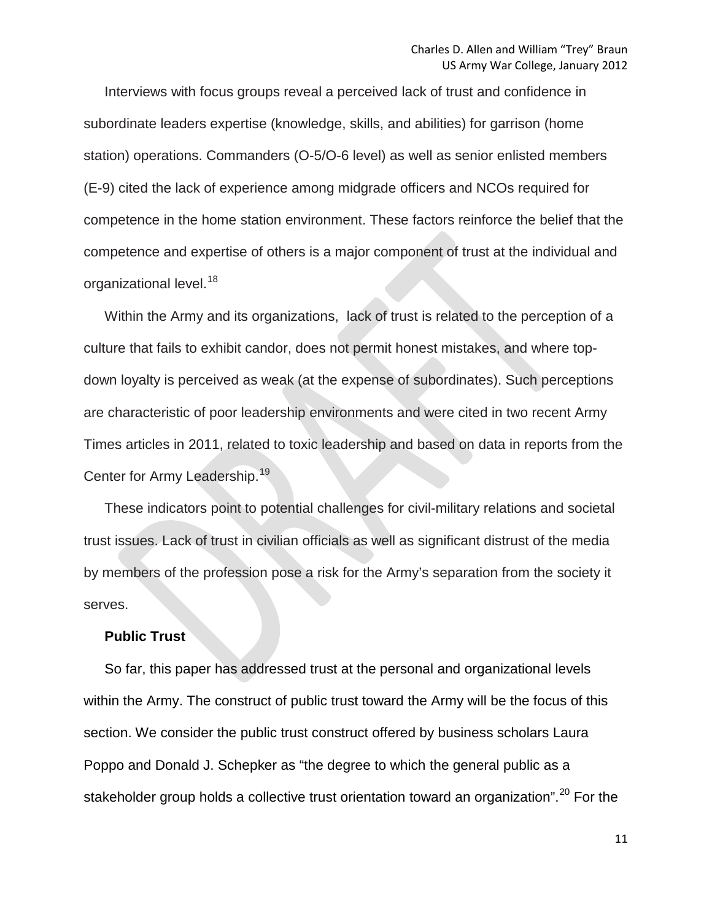Interviews with focus groups reveal a perceived lack of trust and confidence in subordinate leaders expertise (knowledge, skills, and abilities) for garrison (home station) operations. Commanders (O-5/O-6 level) as well as senior enlisted members (E-9) cited the lack of experience among midgrade officers and NCOs required for competence in the home station environment. These factors reinforce the belief that the competence and expertise of others is a major component of trust at the individual and organizational level.[18]

Within the Army and its organizations,  lack of trust is related to the perception of a culture that fails to exhibit candor, does not permit honest mistakes, and where top-down loyalty is perceived as weak (at the expense of subordinates). Such perceptions are characteristic of poor leadership environments and were cited in two recent Army Times articles in 2011, related to toxic leadership and based on data in reports from the Center for Army Leadership.[19]

These indicators point to potential challenges for civil-military relations and societal trust issues. Lack of trust in civilian officials as well as significant distrust of the media by members of the profession pose a risk for the Army's separation from the society it serves.

**Public Trust**

So far, this paper has addressed trust at the personal and organizational levels within the Army. The construct of public trust toward the Army will be the focus of this section. We consider the public trust construct offered by business scholars Laura Poppo and Donald J. Schepker as "the degree to which the general public as a stakeholder group holds a collective trust orientation toward an organization".[20] For the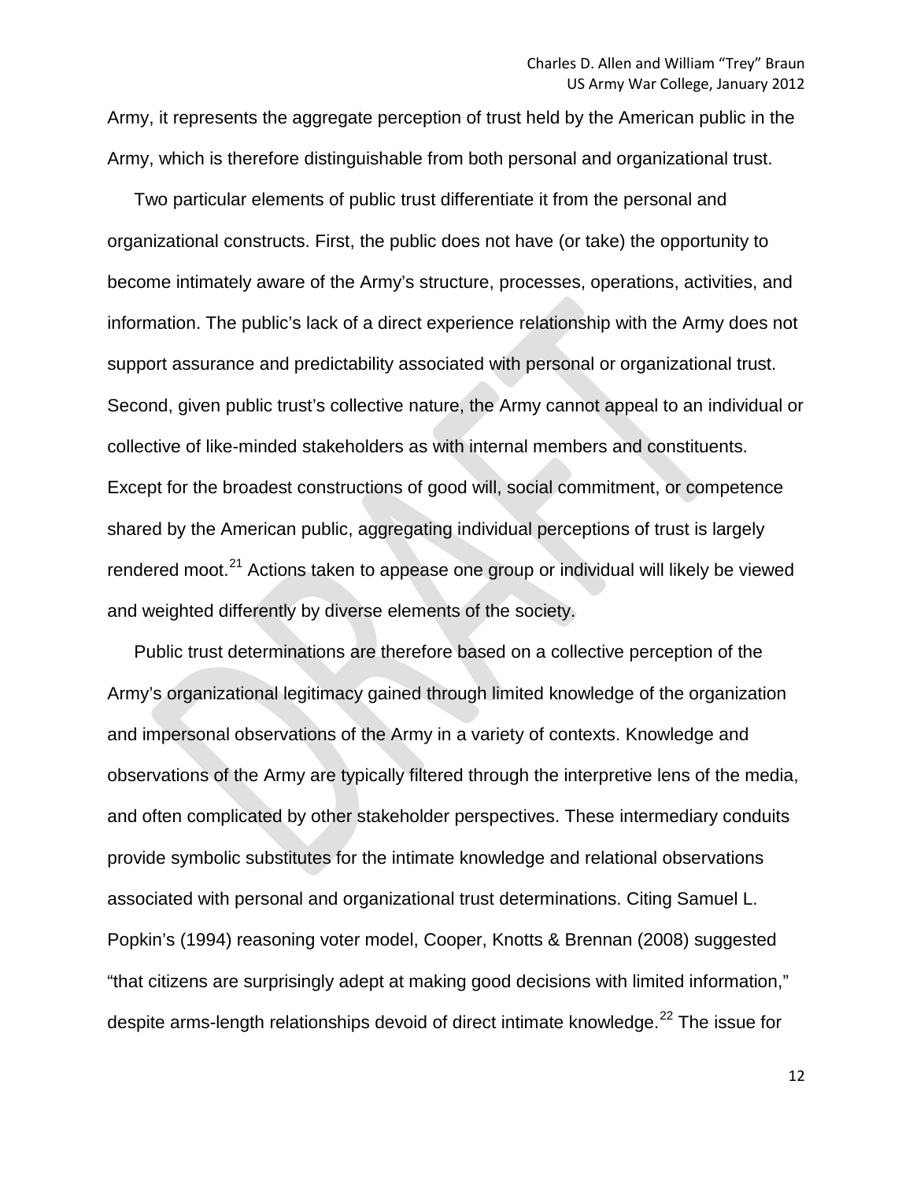Army, it represents the aggregate perception of trust held by the American public in the Army, which is therefore distinguishable from both personal and organizational trust.

Two particular elements of public trust differentiate it from the personal and organizational constructs. First, the public does not have (or take) the opportunity to become intimately aware of the Army's structure, processes, operations, activities, and information. The public's lack of a direct experience relationship with the Army does not support assurance and predictability associated with personal or organizational trust. Second, given public trust's collective nature, the Army cannot appeal to an individual or collective of like-minded stakeholders as with internal members and constituents. Except for the broadest constructions of good will, social commitment, or competence shared by the American public, aggregating individual perceptions of trust is largely rendered moot.[21] Actions taken to appease one group or individual will likely be viewed and weighted differently by diverse elements of the society.

Public trust determinations are therefore based on a collective perception of the Army's organizational legitimacy gained through limited knowledge of the organization and impersonal observations of the Army in a variety of contexts. Knowledge and observations of the Army are typically filtered through the interpretive lens of the media, and often complicated by other stakeholder perspectives. These intermediary conduits provide symbolic substitutes for the intimate knowledge and relational observations associated with personal and organizational trust determinations. Citing Samuel L. Popkin's (1994) reasoning voter model, Cooper, Knotts & Brennan (2008) suggested "that citizens are surprisingly adept at making good decisions with limited information," despite arms-length relationships devoid of direct intimate knowledge.[22] The issue for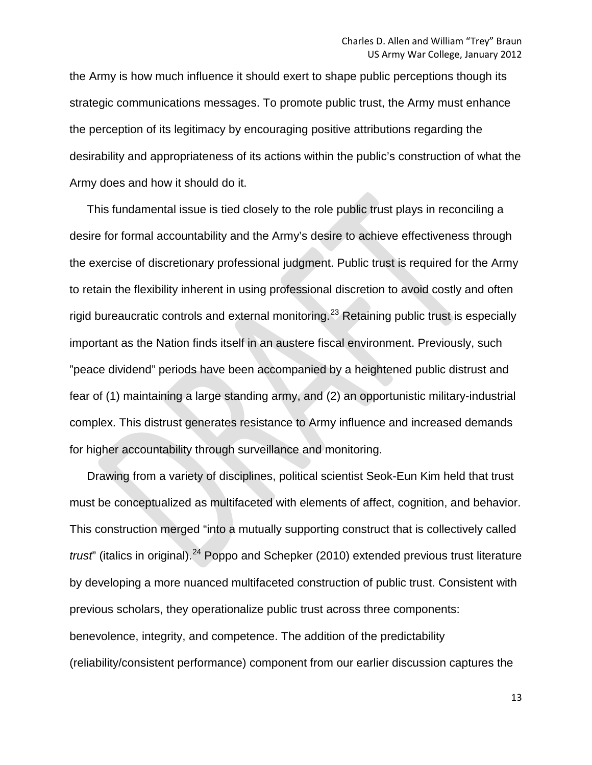the Army is how much influence it should exert to shape public perceptions though its strategic communications messages. To promote public trust, the Army must enhance the perception of its legitimacy by encouraging positive attributions regarding the desirability and appropriateness of its actions within the public's construction of what the Army does and how it should do it.

This fundamental issue is tied closely to the role public trust plays in reconciling a desire for formal accountability and the Army's desire to achieve effectiveness through the exercise of discretionary professional judgment. Public trust is required for the Army to retain the flexibility inherent in using professional discretion to avoid costly and often rigid bureaucratic controls and external monitoring.[23] Retaining public trust is especially important as the Nation finds itself in an austere fiscal environment. Previously, such "peace dividend" periods have been accompanied by a heightened public distrust and fear of (1) maintaining a large standing army, and (2) an opportunistic military-industrial complex. This distrust generates resistance to Army influence and increased demands for higher accountability through surveillance and monitoring.

Drawing from a variety of disciplines, political scientist Seok-Eun Kim held that trust must be conceptualized as multifaceted with elements of affect, cognition, and behavior. This construction merged "into a mutually supporting construct that is collectively called *trust*" (italics in original).[24] Poppo and Schepker (2010) extended previous trust literature by developing a more nuanced multifaceted construction of public trust. Consistent with previous scholars, they operationalize public trust across three components: benevolence, integrity, and competence. The addition of the predictability (reliability/consistent performance) component from our earlier discussion captures the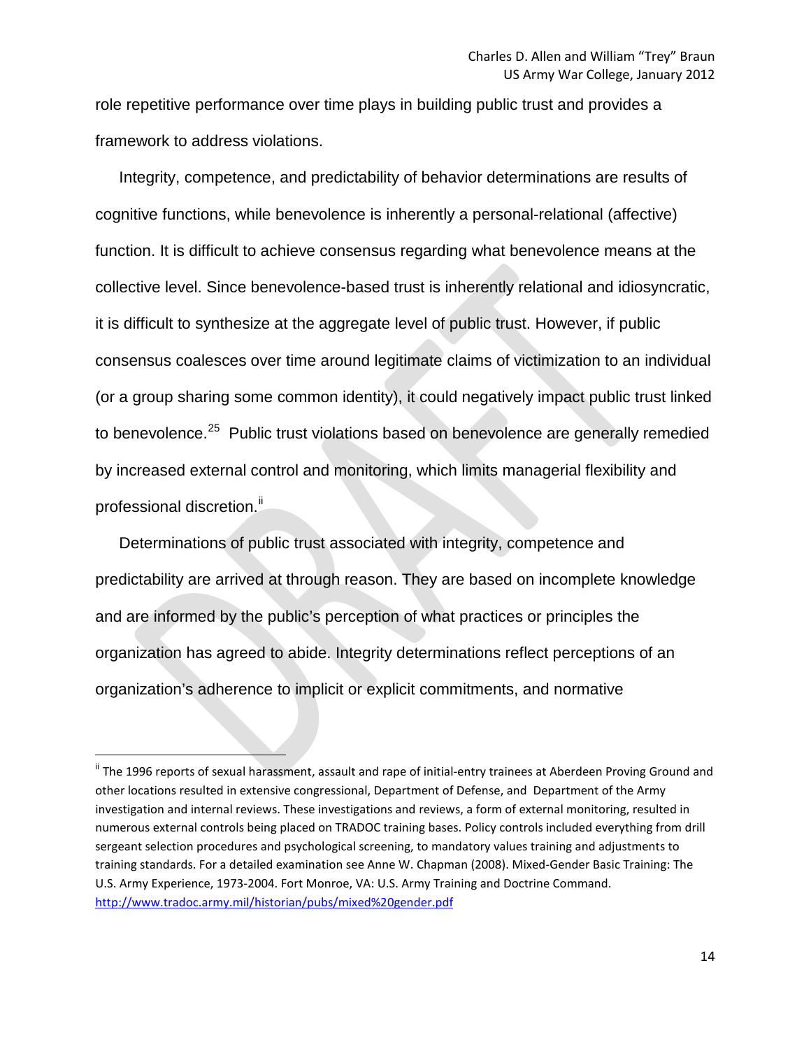role repetitive performance over time plays in building public trust and provides a framework to address violations.

Integrity, competence, and predictability of behavior determinations are results of cognitive functions, while benevolence is inherently a personal-relational (affective) function. It is difficult to achieve consensus regarding what benevolence means at the collective level. Since benevolence-based trust is inherently relational and idiosyncratic, it is difficult to synthesize at the aggregate level of public trust. However, if public consensus coalesces over time around legitimate claims of victimization to an individual (or a group sharing some common identity), it could negatively impact public trust linked to benevolence.[25] Public trust violations based on benevolence are generally remedied by increased external control and monitoring, which limits managerial flexibility and professional discretion.[ii]

Determinations of public trust associated with integrity, competence and predictability are arrived at through reason. They are based on incomplete knowledge and are informed by the public's perception of what practices or principles the organization has agreed to abide. Integrity determinations reflect perceptions of an organization's adherence to implicit or explicit commitments, and normative

---

[ii] The 1996 reports of sexual harassment, assault and rape of initial-entry trainees at Aberdeen Proving Ground and other locations resulted in extensive congressional, Department of Defense, and Department of the Army investigation and internal reviews. These investigations and reviews, a form of external monitoring, resulted in numerous external controls being placed on TRADOC training bases. Policy controls included everything from drill sergeant selection procedures and psychological screening, to mandatory values training and adjustments to training standards. For a detailed examination see Anne W. Chapman (2008). Mixed-Gender Basic Training: The U.S. Army Experience, 1973-2004. Fort Monroe, VA: U.S. Army Training and Doctrine Command. http://www.tradoc.army.mil/historian/pubs/mixed%20gender.pdf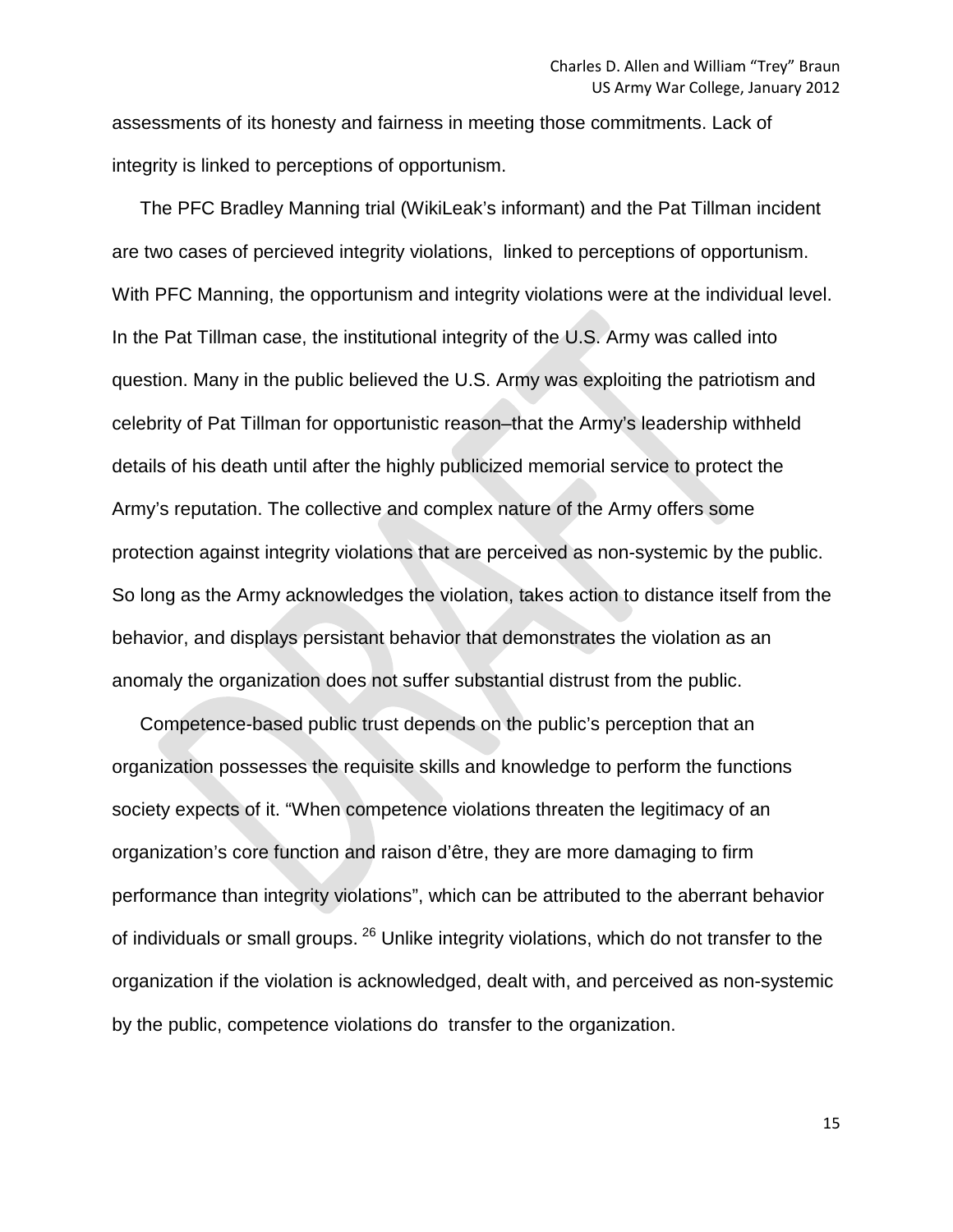assessments of its honesty and fairness in meeting those commitments. Lack of integrity is linked to perceptions of opportunism.

The PFC Bradley Manning trial (WikiLeak's informant) and the Pat Tillman incident are two cases of percieved integrity violations, linked to perceptions of opportunism. With PFC Manning, the opportunism and integrity violations were at the individual level. In the Pat Tillman case, the institutional integrity of the U.S. Army was called into question. Many in the public believed the U.S. Army was exploiting the patriotism and celebrity of Pat Tillman for opportunistic reason–that the Army's leadership withheld details of his death until after the highly publicized memorial service to protect the Army's reputation. The collective and complex nature of the Army offers some protection against integrity violations that are perceived as non-systemic by the public. So long as the Army acknowledges the violation, takes action to distance itself from the behavior, and displays persistant behavior that demonstrates the violation as an anomaly the organization does not suffer substantial distrust from the public.

Competence-based public trust depends on the public's perception that an organization possesses the requisite skills and knowledge to perform the functions society expects of it. "When competence violations threaten the legitimacy of an organization's core function and raison d'être, they are more damaging to firm performance than integrity violations", which can be attributed to the aberrant behavior of individuals or small groups. [26] Unlike integrity violations, which do not transfer to the organization if the violation is acknowledged, dealt with, and perceived as non-systemic by the public, competence violations do transfer to the organization.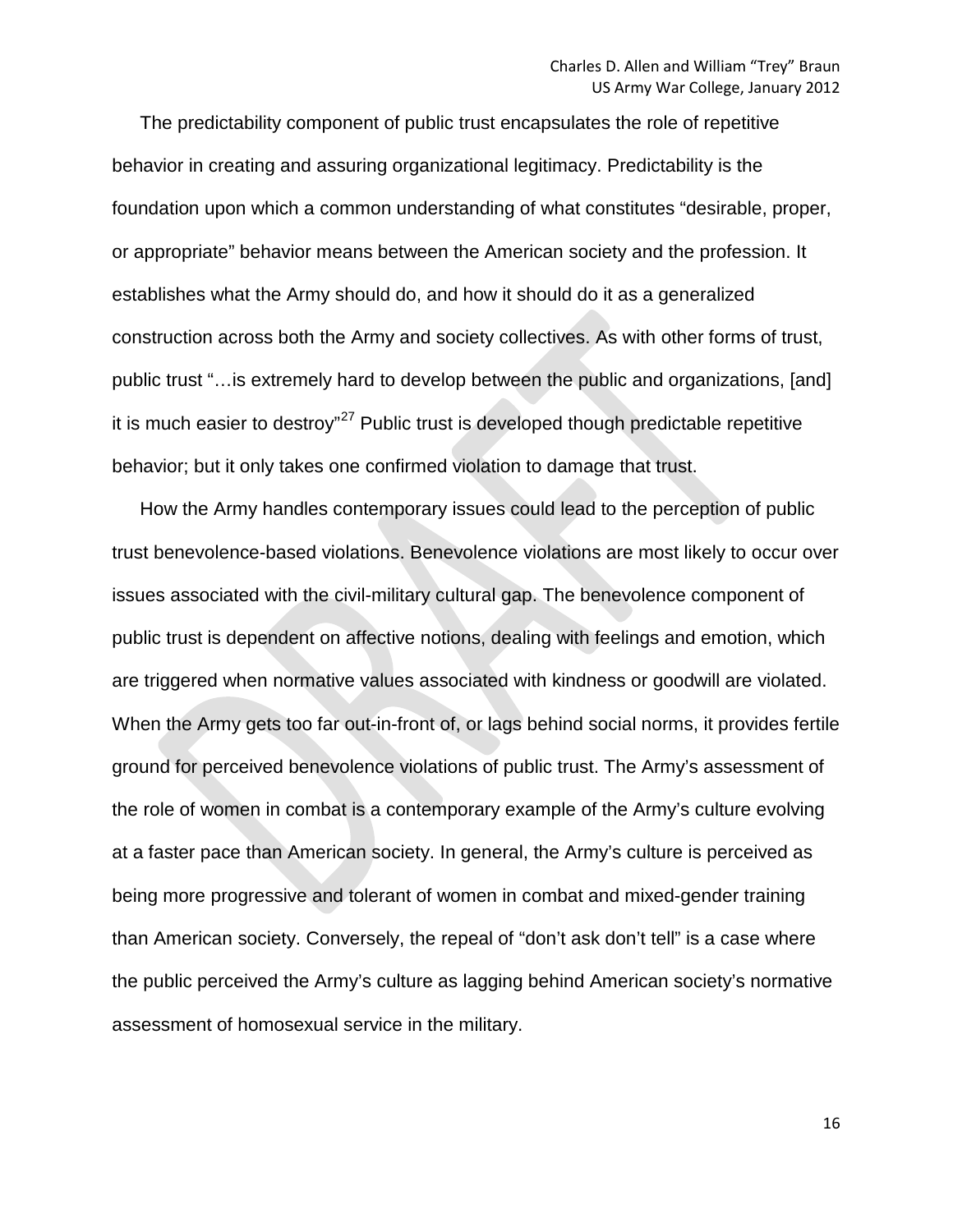The predictability component of public trust encapsulates the role of repetitive behavior in creating and assuring organizational legitimacy. Predictability is the foundation upon which a common understanding of what constitutes "desirable, proper, or appropriate" behavior means between the American society and the profession. It establishes what the Army should do, and how it should do it as a generalized construction across both the Army and society collectives. As with other forms of trust, public trust "…is extremely hard to develop between the public and organizations, [and] it is much easier to destroy"[27] Public trust is developed though predictable repetitive behavior; but it only takes one confirmed violation to damage that trust.

How the Army handles contemporary issues could lead to the perception of public trust benevolence-based violations. Benevolence violations are most likely to occur over issues associated with the civil-military cultural gap. The benevolence component of public trust is dependent on affective notions, dealing with feelings and emotion, which are triggered when normative values associated with kindness or goodwill are violated. When the Army gets too far out-in-front of, or lags behind social norms, it provides fertile ground for perceived benevolence violations of public trust. The Army's assessment of the role of women in combat is a contemporary example of the Army's culture evolving at a faster pace than American society. In general, the Army's culture is perceived as being more progressive and tolerant of women in combat and mixed-gender training than American society. Conversely, the repeal of "don't ask don't tell" is a case where the public perceived the Army's culture as lagging behind American society's normative assessment of homosexual service in the military.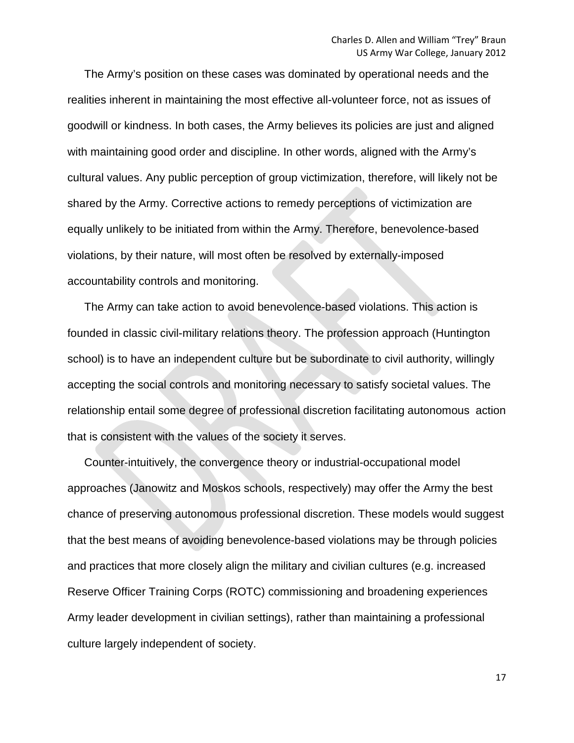The Army's position on these cases was dominated by operational needs and the realities inherent in maintaining the most effective all-volunteer force, not as issues of goodwill or kindness. In both cases, the Army believes its policies are just and aligned with maintaining good order and discipline. In other words, aligned with the Army's cultural values. Any public perception of group victimization, therefore, will likely not be shared by the Army. Corrective actions to remedy perceptions of victimization are equally unlikely to be initiated from within the Army. Therefore, benevolence-based violations, by their nature, will most often be resolved by externally-imposed accountability controls and monitoring.

The Army can take action to avoid benevolence-based violations. This action is founded in classic civil-military relations theory. The profession approach (Huntington school) is to have an independent culture but be subordinate to civil authority, willingly accepting the social controls and monitoring necessary to satisfy societal values. The relationship entail some degree of professional discretion facilitating autonomous action that is consistent with the values of the society it serves.

Counter-intuitively, the convergence theory or industrial-occupational model approaches (Janowitz and Moskos schools, respectively) may offer the Army the best chance of preserving autonomous professional discretion. These models would suggest that the best means of avoiding benevolence-based violations may be through policies and practices that more closely align the military and civilian cultures (e.g. increased Reserve Officer Training Corps (ROTC) commissioning and broadening experiences Army leader development in civilian settings), rather than maintaining a professional culture largely independent of society.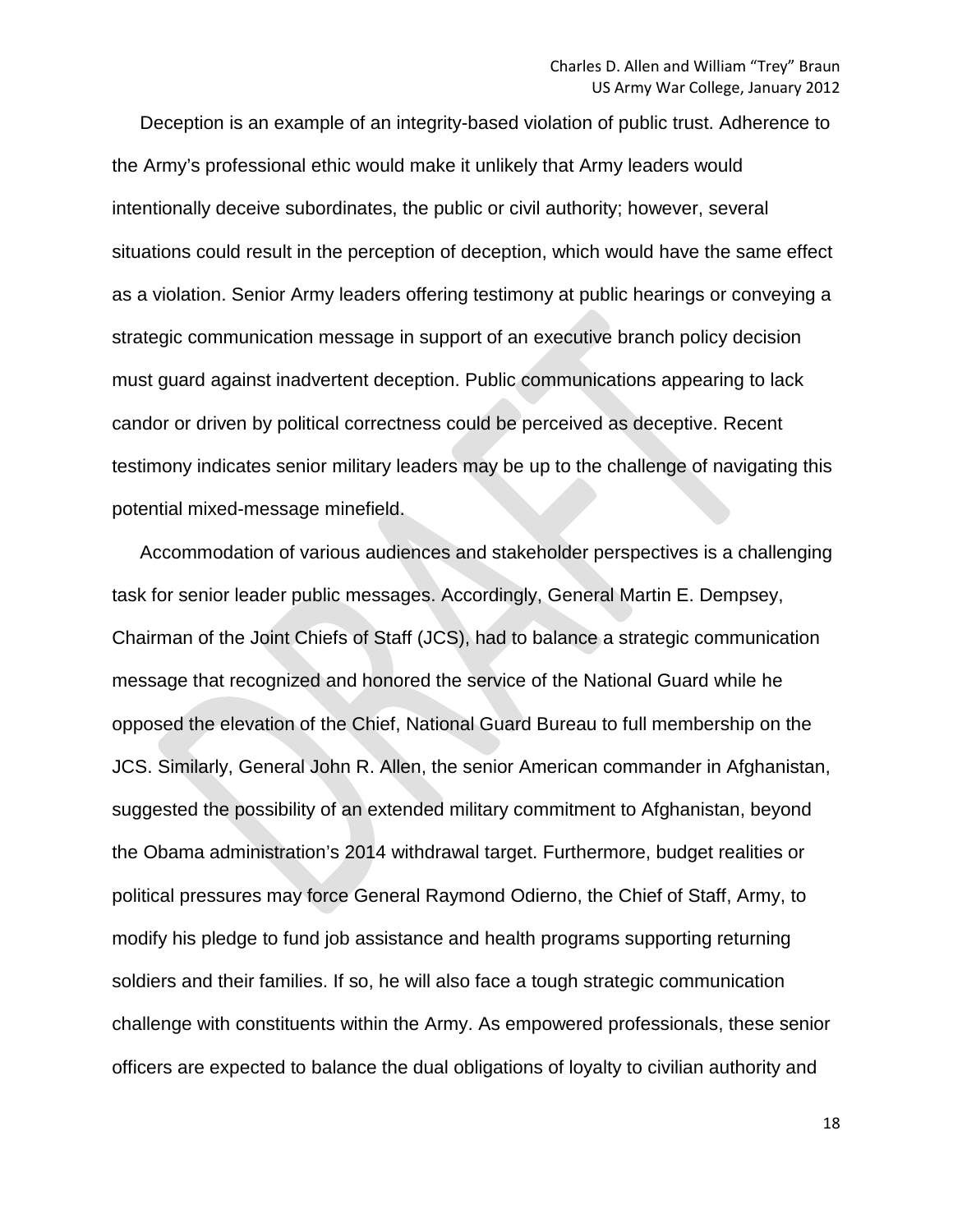Deception is an example of an integrity-based violation of public trust. Adherence to the Army's professional ethic would make it unlikely that Army leaders would intentionally deceive subordinates, the public or civil authority; however, several situations could result in the perception of deception, which would have the same effect as a violation. Senior Army leaders offering testimony at public hearings or conveying a strategic communication message in support of an executive branch policy decision must guard against inadvertent deception. Public communications appearing to lack candor or driven by political correctness could be perceived as deceptive. Recent testimony indicates senior military leaders may be up to the challenge of navigating this potential mixed-message minefield.

Accommodation of various audiences and stakeholder perspectives is a challenging task for senior leader public messages. Accordingly, General Martin E. Dempsey, Chairman of the Joint Chiefs of Staff (JCS), had to balance a strategic communication message that recognized and honored the service of the National Guard while he opposed the elevation of the Chief, National Guard Bureau to full membership on the JCS. Similarly, General John R. Allen, the senior American commander in Afghanistan, suggested the possibility of an extended military commitment to Afghanistan, beyond the Obama administration's 2014 withdrawal target. Furthermore, budget realities or political pressures may force General Raymond Odierno, the Chief of Staff, Army, to modify his pledge to fund job assistance and health programs supporting returning soldiers and their families. If so, he will also face a tough strategic communication challenge with constituents within the Army. As empowered professionals, these senior officers are expected to balance the dual obligations of loyalty to civilian authority and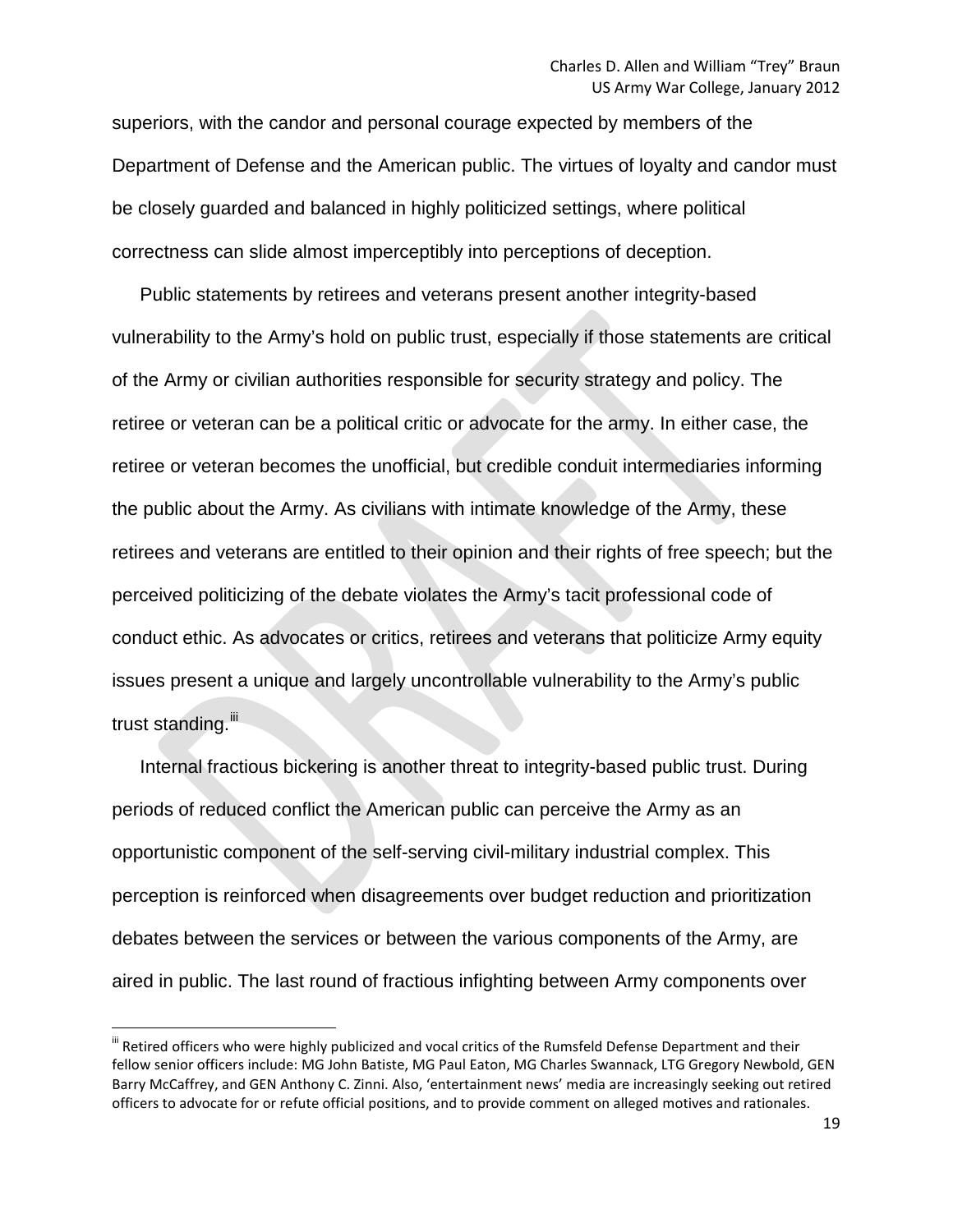superiors, with the candor and personal courage expected by members of the Department of Defense and the American public. The virtues of loyalty and candor must be closely guarded and balanced in highly politicized settings, where political correctness can slide almost imperceptibly into perceptions of deception.

Public statements by retirees and veterans present another integrity-based vulnerability to the Army's hold on public trust, especially if those statements are critical of the Army or civilian authorities responsible for security strategy and policy. The retiree or veteran can be a political critic or advocate for the army. In either case, the retiree or veteran becomes the unofficial, but credible conduit intermediaries informing the public about the Army. As civilians with intimate knowledge of the Army, these retirees and veterans are entitled to their opinion and their rights of free speech; but the perceived politicizing of the debate violates the Army's tacit professional code of conduct ethic. As advocates or critics, retirees and veterans that politicize Army equity issues present a unique and largely uncontrollable vulnerability to the Army's public trust standing.[iii]

Internal fractious bickering is another threat to integrity-based public trust. During periods of reduced conflict the American public can perceive the Army as an opportunistic component of the self-serving civil-military industrial complex. This perception is reinforced when disagreements over budget reduction and prioritization debates between the services or between the various components of the Army, are aired in public. The last round of fractious infighting between Army components over

[iii] Retired officers who were highly publicized and vocal critics of the Rumsfeld Defense Department and their fellow senior officers include: MG John Batiste, MG Paul Eaton, MG Charles Swannack, LTG Gregory Newbold, GEN Barry McCaffrey, and GEN Anthony C. Zinni. Also, 'entertainment news' media are increasingly seeking out retired officers to advocate for or refute official positions, and to provide comment on alleged motives and rationales.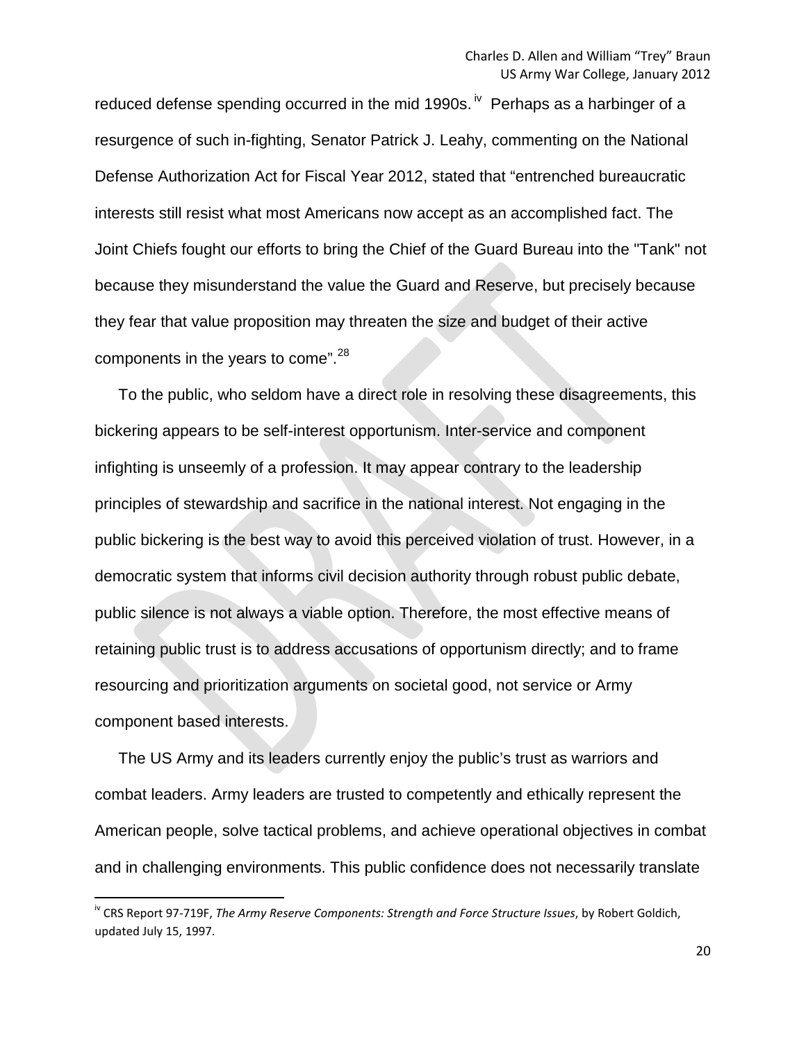reduced defense spending occurred in the mid 1990s.[iv] Perhaps as a harbinger of a resurgence of such in-fighting, Senator Patrick J. Leahy, commenting on the National Defense Authorization Act for Fiscal Year 2012, stated that "entrenched bureaucratic interests still resist what most Americans now accept as an accomplished fact. The Joint Chiefs fought our efforts to bring the Chief of the Guard Bureau into the "Tank" not because they misunderstand the value the Guard and Reserve, but precisely because they fear that value proposition may threaten the size and budget of their active components in the years to come".[28]

To the public, who seldom have a direct role in resolving these disagreements, this bickering appears to be self-interest opportunism. Inter-service and component infighting is unseemly of a profession. It may appear contrary to the leadership principles of stewardship and sacrifice in the national interest. Not engaging in the public bickering is the best way to avoid this perceived violation of trust. However, in a democratic system that informs civil decision authority through robust public debate, public silence is not always a viable option. Therefore, the most effective means of retaining public trust is to address accusations of opportunism directly; and to frame resourcing and prioritization arguments on societal good, not service or Army component based interests.

The US Army and its leaders currently enjoy the public's trust as warriors and combat leaders. Army leaders are trusted to competently and ethically represent the American people, solve tactical problems, and achieve operational objectives in combat and in challenging environments. This public confidence does not necessarily translate

---

[iv] CRS Report 97-719F, *The Army Reserve Components: Strength and Force Structure Issues*, by Robert Goldich, updated July 15, 1997.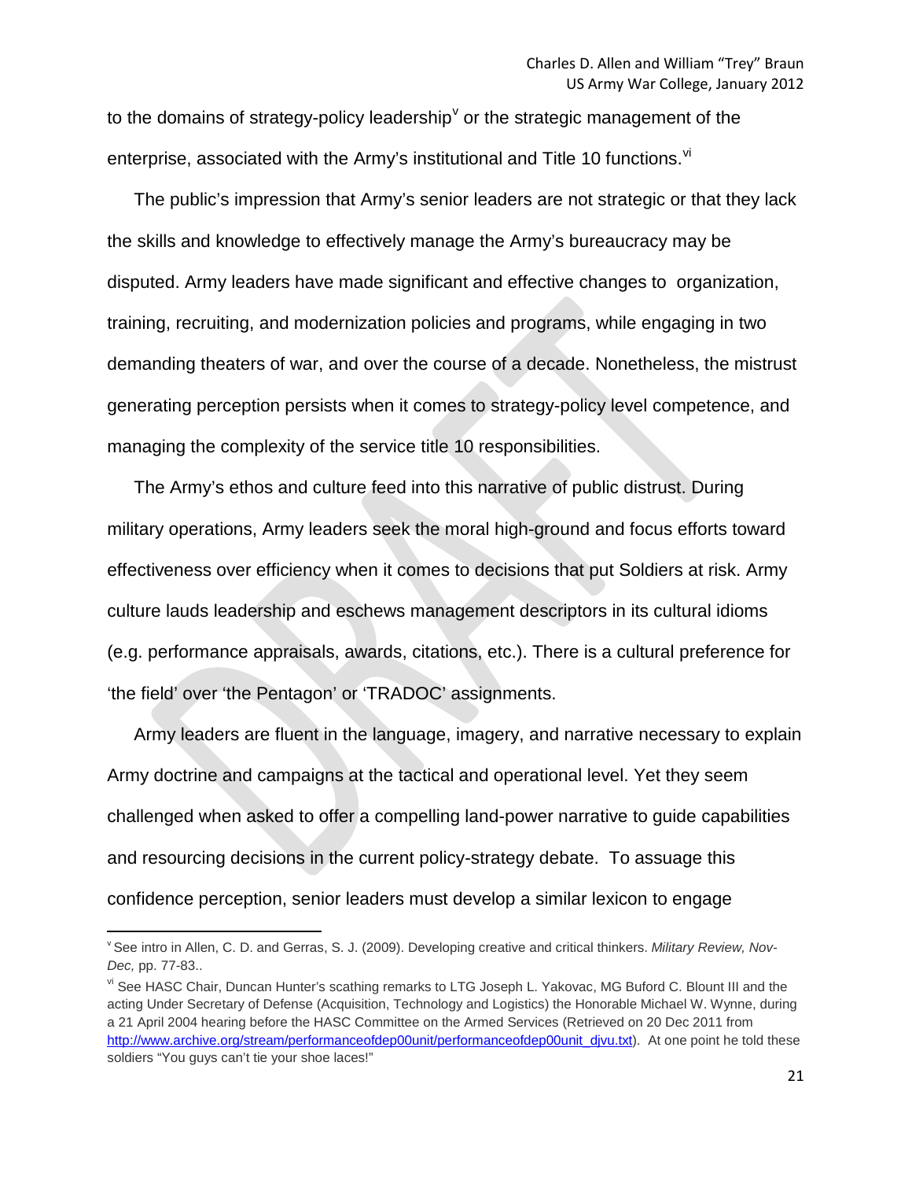to the domains of strategy-policy leadership[v] or the strategic management of the enterprise, associated with the Army's institutional and Title 10 functions.[vi]

The public's impression that Army's senior leaders are not strategic or that they lack the skills and knowledge to effectively manage the Army's bureaucracy may be disputed. Army leaders have made significant and effective changes to organization, training, recruiting, and modernization policies and programs, while engaging in two demanding theaters of war, and over the course of a decade. Nonetheless, the mistrust generating perception persists when it comes to strategy-policy level competence, and managing the complexity of the service title 10 responsibilities.

The Army's ethos and culture feed into this narrative of public distrust. During military operations, Army leaders seek the moral high-ground and focus efforts toward effectiveness over efficiency when it comes to decisions that put Soldiers at risk. Army culture lauds leadership and eschews management descriptors in its cultural idioms (e.g. performance appraisals, awards, citations, etc.). There is a cultural preference for 'the field' over 'the Pentagon' or 'TRADOC' assignments.

Army leaders are fluent in the language, imagery, and narrative necessary to explain Army doctrine and campaigns at the tactical and operational level. Yet they seem challenged when asked to offer a compelling land-power narrative to guide capabilities and resourcing decisions in the current policy-strategy debate. To assuage this confidence perception, senior leaders must develop a similar lexicon to engage

---

[v] See intro in Allen, C. D. and Gerras, S. J. (2009). Developing creative and critical thinkers. *Military Review, Nov-Dec,* pp. 77-83..

[vi] See HASC Chair, Duncan Hunter's scathing remarks to LTG Joseph L. Yakovac, MG Buford C. Blount III and the acting Under Secretary of Defense (Acquisition, Technology and Logistics) the Honorable Michael W. Wynne, during a 21 April 2004 hearing before the HASC Committee on the Armed Services (Retrieved on 20 Dec 2011 from http://www.archive.org/stream/performanceofdep00unit/performanceofdep00unit_djvu.txt). At one point he told these soldiers "You guys can't tie your shoe laces!"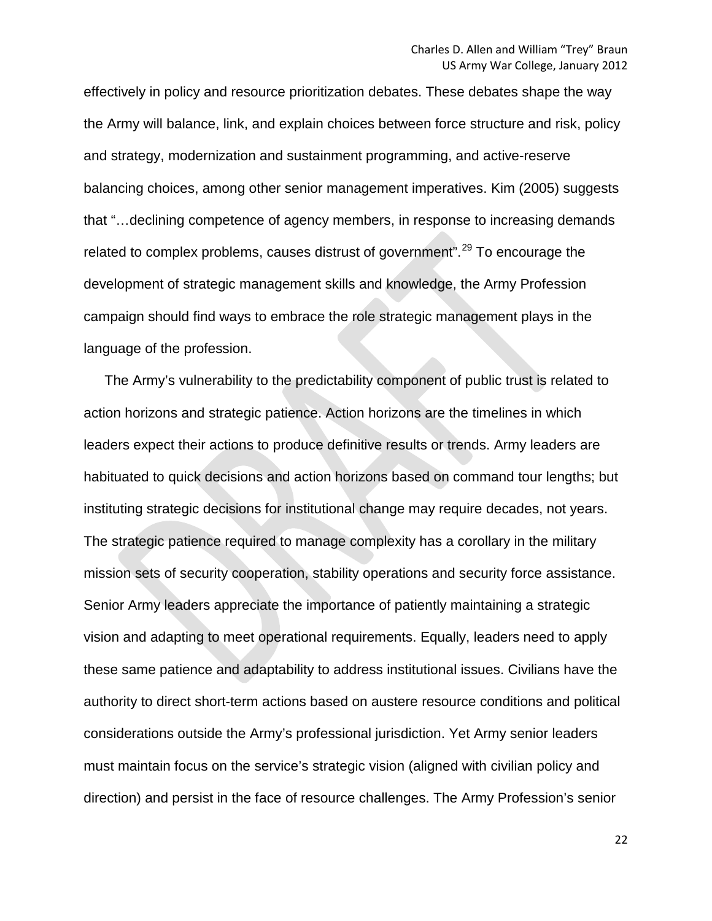effectively in policy and resource prioritization debates. These debates shape the way the Army will balance, link, and explain choices between force structure and risk, policy and strategy, modernization and sustainment programming, and active-reserve balancing choices, among other senior management imperatives. Kim (2005) suggests that "…declining competence of agency members, in response to increasing demands related to complex problems, causes distrust of government".[29] To encourage the development of strategic management skills and knowledge, the Army Profession campaign should find ways to embrace the role strategic management plays in the language of the profession.

The Army's vulnerability to the predictability component of public trust is related to action horizons and strategic patience. Action horizons are the timelines in which leaders expect their actions to produce definitive results or trends. Army leaders are habituated to quick decisions and action horizons based on command tour lengths; but instituting strategic decisions for institutional change may require decades, not years. The strategic patience required to manage complexity has a corollary in the military mission sets of security cooperation, stability operations and security force assistance. Senior Army leaders appreciate the importance of patiently maintaining a strategic vision and adapting to meet operational requirements. Equally, leaders need to apply these same patience and adaptability to address institutional issues. Civilians have the authority to direct short-term actions based on austere resource conditions and political considerations outside the Army's professional jurisdiction. Yet Army senior leaders must maintain focus on the service's strategic vision (aligned with civilian policy and direction) and persist in the face of resource challenges. The Army Profession's senior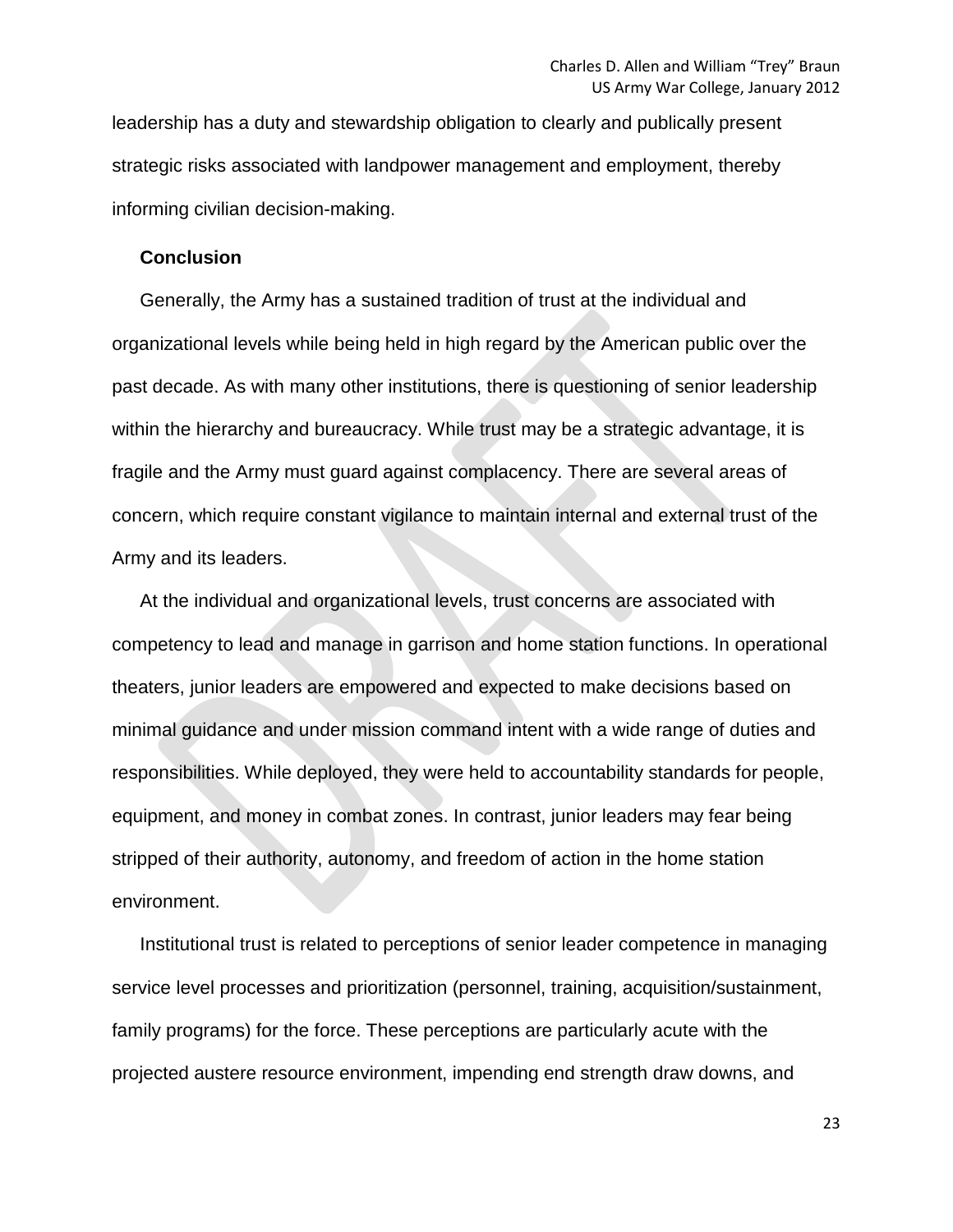leadership has a duty and stewardship obligation to clearly and publically present strategic risks associated with landpower management and employment, thereby informing civilian decision-making.

## Conclusion

Generally, the Army has a sustained tradition of trust at the individual and organizational levels while being held in high regard by the American public over the past decade. As with many other institutions, there is questioning of senior leadership within the hierarchy and bureaucracy. While trust may be a strategic advantage, it is fragile and the Army must guard against complacency. There are several areas of concern, which require constant vigilance to maintain internal and external trust of the Army and its leaders.

At the individual and organizational levels, trust concerns are associated with competency to lead and manage in garrison and home station functions. In operational theaters, junior leaders are empowered and expected to make decisions based on minimal guidance and under mission command intent with a wide range of duties and responsibilities. While deployed, they were held to accountability standards for people, equipment, and money in combat zones. In contrast, junior leaders may fear being stripped of their authority, autonomy, and freedom of action in the home station environment.

Institutional trust is related to perceptions of senior leader competence in managing service level processes and prioritization (personnel, training, acquisition/sustainment, family programs) for the force. These perceptions are particularly acute with the projected austere resource environment, impending end strength draw downs, and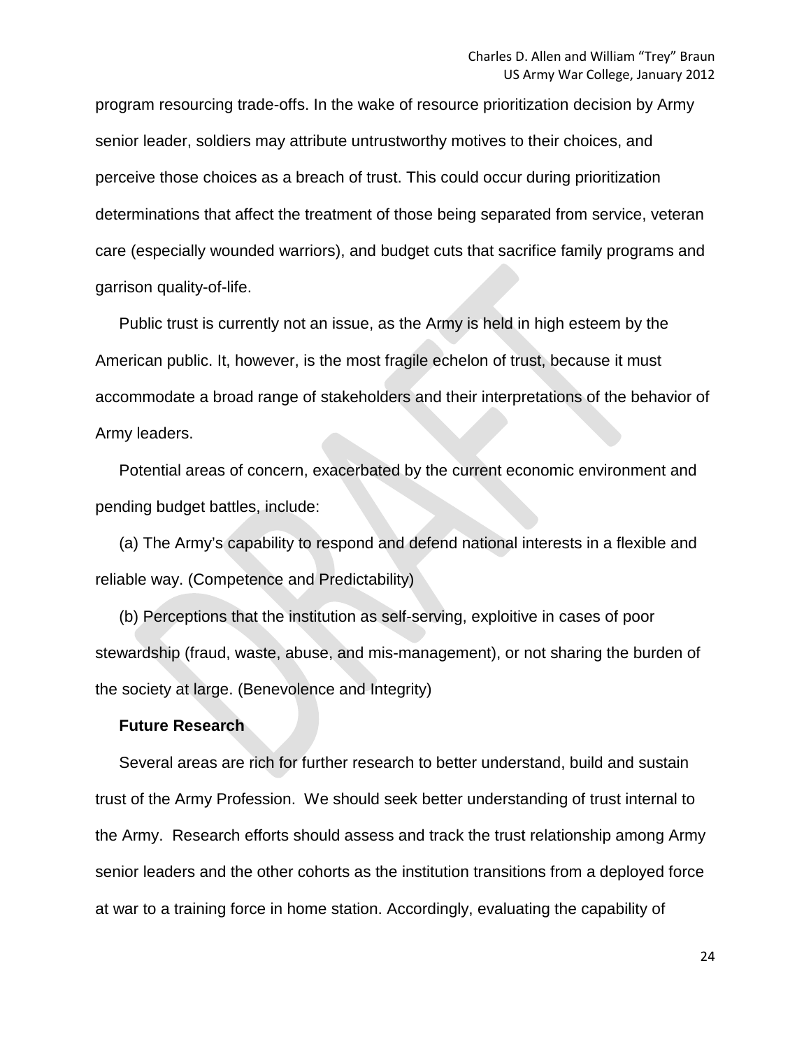program resourcing trade-offs. In the wake of resource prioritization decision by Army senior leader, soldiers may attribute untrustworthy motives to their choices, and perceive those choices as a breach of trust. This could occur during prioritization determinations that affect the treatment of those being separated from service, veteran care (especially wounded warriors), and budget cuts that sacrifice family programs and garrison quality-of-life.

Public trust is currently not an issue, as the Army is held in high esteem by the American public. It, however, is the most fragile echelon of trust, because it must accommodate a broad range of stakeholders and their interpretations of the behavior of Army leaders.

Potential areas of concern, exacerbated by the current economic environment and pending budget battles, include:

(a) The Army's capability to respond and defend national interests in a flexible and reliable way. (Competence and Predictability)

(b) Perceptions that the institution as self-serving, exploitive in cases of poor stewardship (fraud, waste, abuse, and mis-management), or not sharing the burden of the society at large. (Benevolence and Integrity)

**Future Research**

Several areas are rich for further research to better understand, build and sustain trust of the Army Profession. We should seek better understanding of trust internal to the Army. Research efforts should assess and track the trust relationship among Army senior leaders and the other cohorts as the institution transitions from a deployed force at war to a training force in home station. Accordingly, evaluating the capability of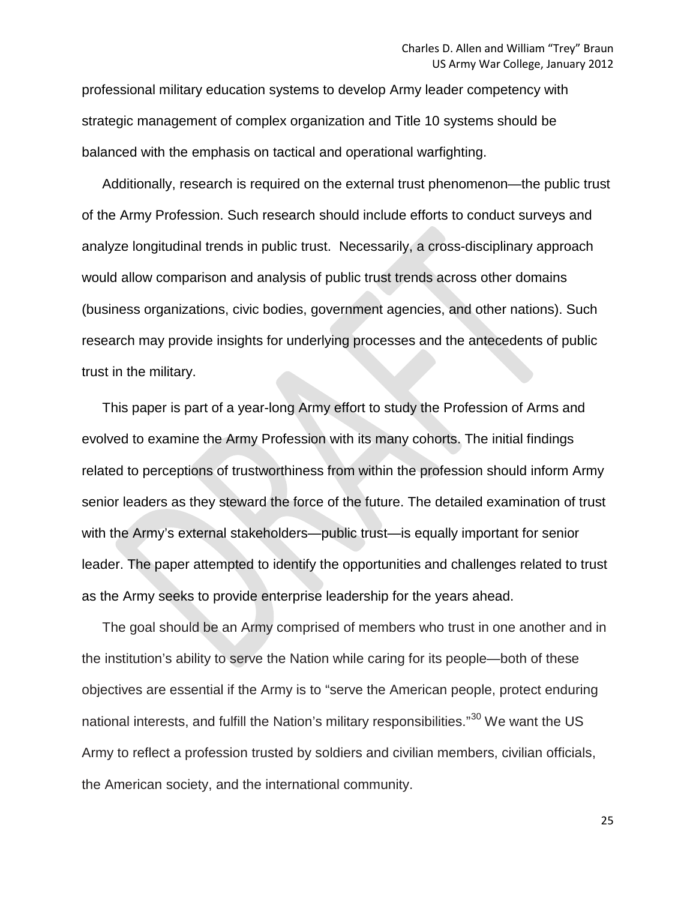professional military education systems to develop Army leader competency with strategic management of complex organization and Title 10 systems should be balanced with the emphasis on tactical and operational warfighting.

Additionally, research is required on the external trust phenomenon—the public trust of the Army Profession. Such research should include efforts to conduct surveys and analyze longitudinal trends in public trust. Necessarily, a cross-disciplinary approach would allow comparison and analysis of public trust trends across other domains (business organizations, civic bodies, government agencies, and other nations). Such research may provide insights for underlying processes and the antecedents of public trust in the military.

This paper is part of a year-long Army effort to study the Profession of Arms and evolved to examine the Army Profession with its many cohorts. The initial findings related to perceptions of trustworthiness from within the profession should inform Army senior leaders as they steward the force of the future. The detailed examination of trust with the Army's external stakeholders—public trust—is equally important for senior leader. The paper attempted to identify the opportunities and challenges related to trust as the Army seeks to provide enterprise leadership for the years ahead.

The goal should be an Army comprised of members who trust in one another and in the institution's ability to serve the Nation while caring for its people—both of these objectives are essential if the Army is to "serve the American people, protect enduring national interests, and fulfill the Nation's military responsibilities."[30] We want the US Army to reflect a profession trusted by soldiers and civilian members, civilian officials, the American society, and the international community.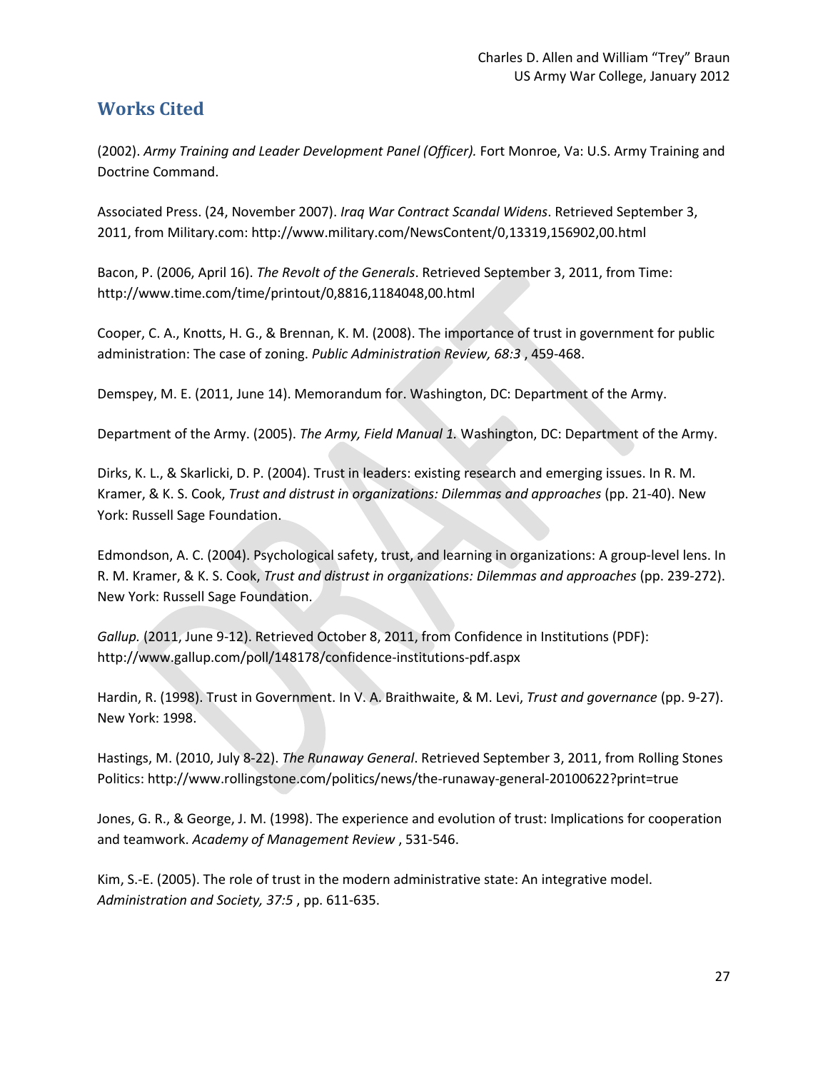## Works Cited

(2002). *Army Training and Leader Development Panel (Officer).* Fort Monroe, Va: U.S. Army Training and Doctrine Command.

Associated Press. (24, November 2007). *Iraq War Contract Scandal Widens*. Retrieved September 3, 2011, from Military.com: http://www.military.com/NewsContent/0,13319,156902,00.html

Bacon, P. (2006, April 16). *The Revolt of the Generals*. Retrieved September 3, 2011, from Time: http://www.time.com/time/printout/0,8816,1184048,00.html

Cooper, C. A., Knotts, H. G., & Brennan, K. M. (2008). The importance of trust in government for public administration: The case of zoning. *Public Administration Review, 68:3* , 459-468.

Demspey, M. E. (2011, June 14). Memorandum for. Washington, DC: Department of the Army.

Department of the Army. (2005). *The Army, Field Manual 1.* Washington, DC: Department of the Army.

Dirks, K. L., & Skarlicki, D. P. (2004). Trust in leaders: existing research and emerging issues. In R. M. Kramer, & K. S. Cook, *Trust and distrust in organizations: Dilemmas and approaches* (pp. 21-40). New York: Russell Sage Foundation.

Edmondson, A. C. (2004). Psychological safety, trust, and learning in organizations: A group-level lens. In R. M. Kramer, & K. S. Cook, *Trust and distrust in organizations: Dilemmas and approaches* (pp. 239-272). New York: Russell Sage Foundation.

*Gallup.* (2011, June 9-12). Retrieved October 8, 2011, from Confidence in Institutions (PDF): http://www.gallup.com/poll/148178/confidence-institutions-pdf.aspx

Hardin, R. (1998). Trust in Government. In V. A. Braithwaite, & M. Levi, *Trust and governance* (pp. 9-27). New York: 1998.

Hastings, M. (2010, July 8-22). *The Runaway General*. Retrieved September 3, 2011, from Rolling Stones Politics: http://www.rollingstone.com/politics/news/the-runaway-general-20100622?print=true

Jones, G. R., & George, J. M. (1998). The experience and evolution of trust: Implications for cooperation and teamwork. *Academy of Management Review* , 531-546.

Kim, S.-E. (2005). The role of trust in the modern administrative state: An integrative model. *Administration and Society, 37:5* , pp. 611-635.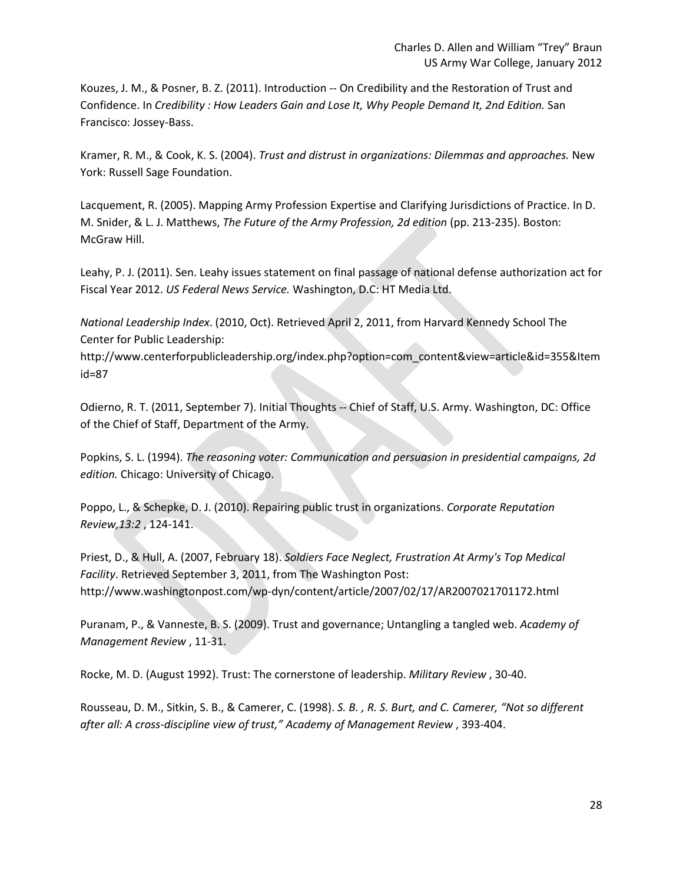Kouzes, J. M., & Posner, B. Z. (2011). Introduction -- On Credibility and the Restoration of Trust and Confidence. In *Credibility : How Leaders Gain and Lose It, Why People Demand It, 2nd Edition.* San Francisco: Jossey-Bass.

Kramer, R. M., & Cook, K. S. (2004). *Trust and distrust in organizations: Dilemmas and approaches.* New York: Russell Sage Foundation.

Lacquement, R. (2005). Mapping Army Profession Expertise and Clarifying Jurisdictions of Practice. In D. M. Snider, & L. J. Matthews, *The Future of the Army Profession, 2d edition* (pp. 213-235). Boston: McGraw Hill.

Leahy, P. J. (2011). Sen. Leahy issues statement on final passage of national defense authorization act for Fiscal Year 2012. *US Federal News Service.* Washington, D.C: HT Media Ltd.

*National Leadership Index*. (2010, Oct). Retrieved April 2, 2011, from Harvard Kennedy School The Center for Public Leadership: http://www.centerforpublicleadership.org/index.php?option=com_content&view=article&id=355&Itemid=87

Odierno, R. T. (2011, September 7). Initial Thoughts -- Chief of Staff, U.S. Army. Washington, DC: Office of the Chief of Staff, Department of the Army.

Popkins, S. L. (1994). *The reasoning voter: Communication and persuasion in presidential campaigns, 2d edition.* Chicago: University of Chicago.

Poppo, L., & Schepke, D. J. (2010). Repairing public trust in organizations. *Corporate Reputation Review,13:2* , 124-141.

Priest, D., & Hull, A. (2007, February 18). *Soldiers Face Neglect, Frustration At Army's Top Medical Facility*. Retrieved September 3, 2011, from The Washington Post: http://www.washingtonpost.com/wp-dyn/content/article/2007/02/17/AR2007021701172.html

Puranam, P., & Vanneste, B. S. (2009). Trust and governance; Untangling a tangled web. *Academy of Management Review* , 11-31.

Rocke, M. D. (August 1992). Trust: The cornerstone of leadership. *Military Review* , 30-40.

Rousseau, D. M., Sitkin, S. B., & Camerer, C. (1998). *S. B. , R. S. Burt, and C. Camerer, "Not so different after all: A cross-discipline view of trust," Academy of Management Review* , 393-404.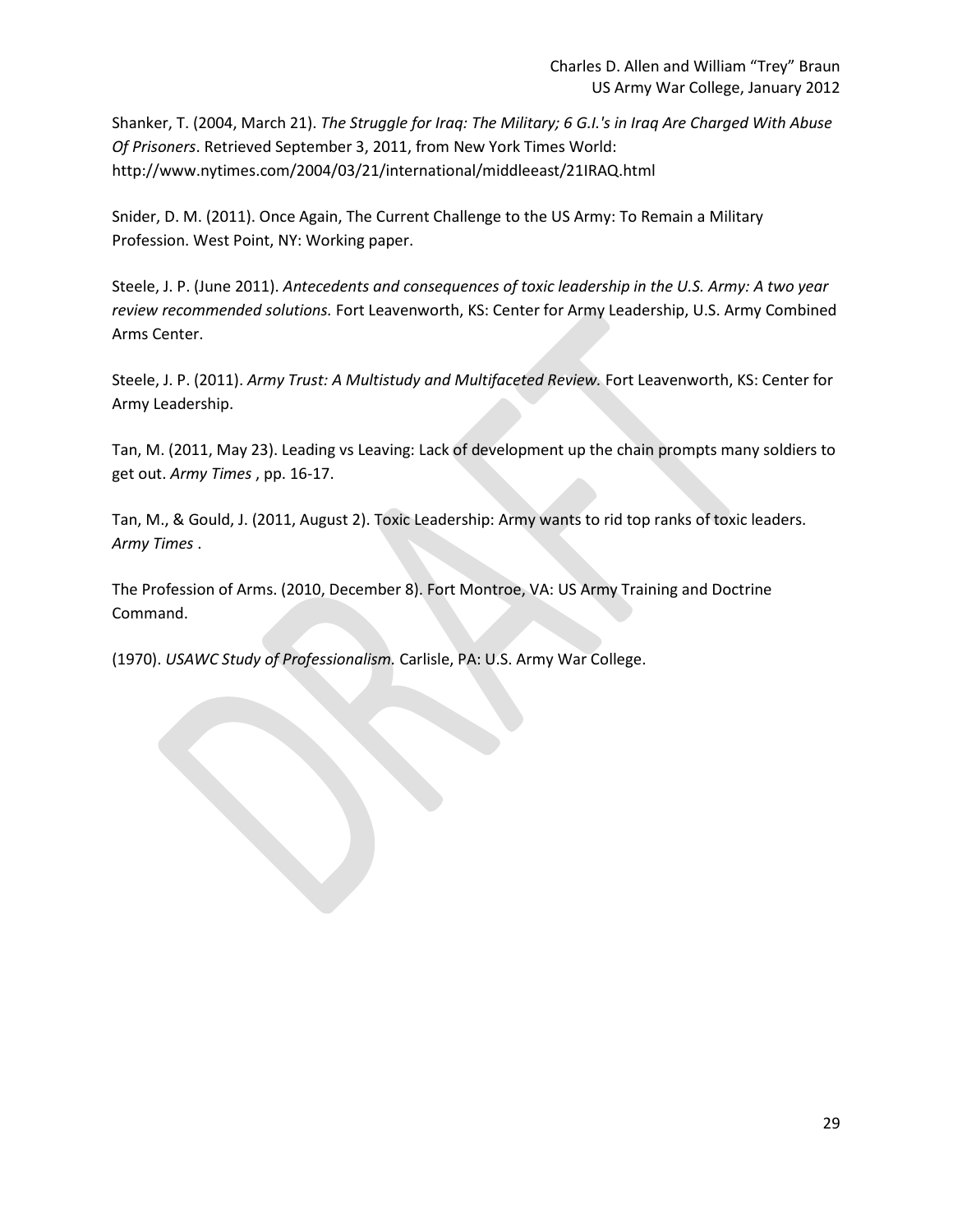Shanker, T. (2004, March 21). *The Struggle for Iraq: The Military; 6 G.I.'s in Iraq Are Charged With Abuse Of Prisoners*. Retrieved September 3, 2011, from New York Times World: http://www.nytimes.com/2004/03/21/international/middleeast/21IRAQ.html

Snider, D. M. (2011). Once Again, The Current Challenge to the US Army: To Remain a Military Profession. West Point, NY: Working paper.

Steele, J. P. (June 2011). *Antecedents and consequences of toxic leadership in the U.S. Army: A two year review recommended solutions.* Fort Leavenworth, KS: Center for Army Leadership, U.S. Army Combined Arms Center.

Steele, J. P. (2011). *Army Trust: A Multistudy and Multifaceted Review.* Fort Leavenworth, KS: Center for Army Leadership.

Tan, M. (2011, May 23). Leading vs Leaving: Lack of development up the chain prompts many soldiers to get out. *Army Times* , pp. 16-17.

Tan, M., & Gould, J. (2011, August 2). Toxic Leadership: Army wants to rid top ranks of toxic leaders. *Army Times* .

The Profession of Arms. (2010, December 8). Fort Montroe, VA: US Army Training and Doctrine Command.

(1970). *USAWC Study of Professionalism.* Carlisle, PA: U.S. Army War College.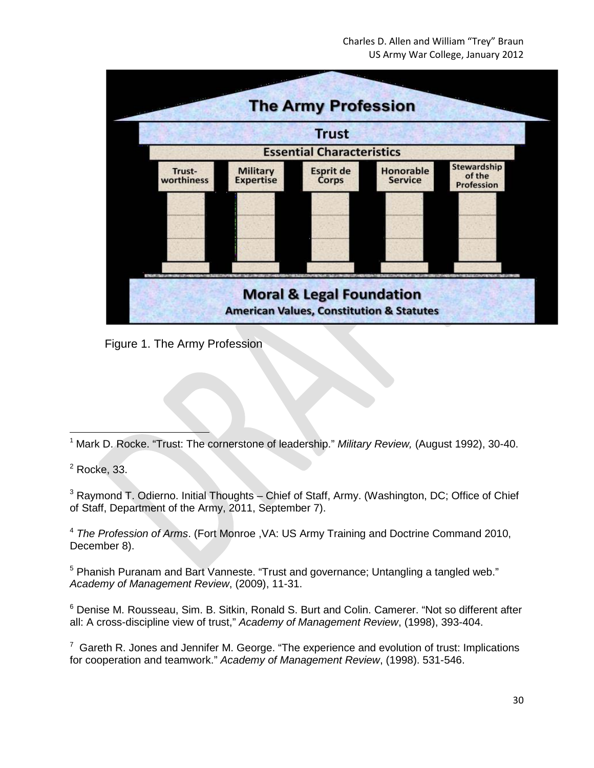The Army Profession

Trust

Essential Characteristics

Trust-worthiness | Military Expertise | Esprit de Corps | Honorable Service | Stewardship of the Profession

Moral & Legal Foundation

American Values, Constitution & Statutes

Figure 1. The Army Profession

---

[1] Mark D. Rocke. "Trust: The cornerstone of leadership." *Military Review,* (August 1992), 30-40.

[2] Rocke, 33.

[3] Raymond T. Odierno. Initial Thoughts – Chief of Staff, Army. (Washington, DC; Office of Chief of Staff, Department of the Army, 2011, September 7).

[4] *The Profession of Arms*. (Fort Monroe ,VA: US Army Training and Doctrine Command 2010, December 8).

[5] Phanish Puranam and Bart Vanneste. "Trust and governance; Untangling a tangled web." *Academy of Management Review*, (2009), 11-31.

[6] Denise M. Rousseau, Sim. B. Sitkin, Ronald S. Burt and Colin. Camerer. "Not so different after all: A cross-discipline view of trust," *Academy of Management Review*, (1998), 393-404.

[7] Gareth R. Jones and Jennifer M. George. "The experience and evolution of trust: Implications for cooperation and teamwork." *Academy of Management Review*, (1998). 531-546.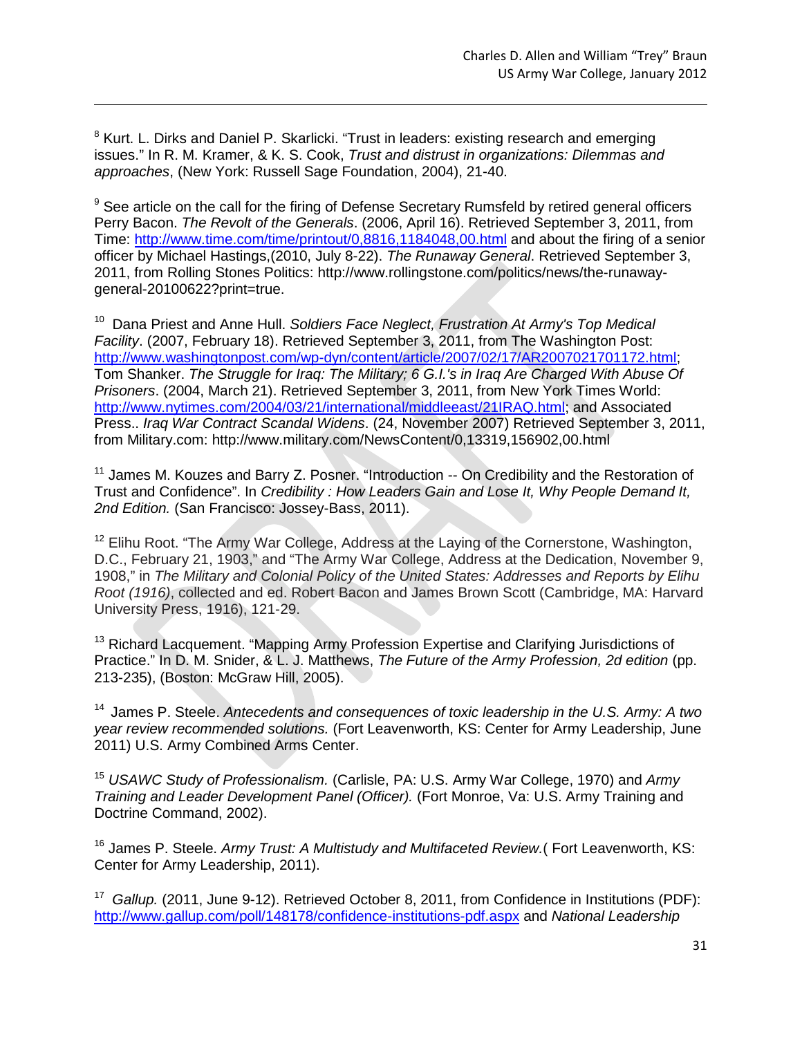[8] Kurt. L. Dirks and Daniel P. Skarlicki. “Trust in leaders: existing research and emerging issues.” In R. M. Kramer, & K. S. Cook, *Trust and distrust in organizations: Dilemmas and approaches*, (New York: Russell Sage Foundation, 2004), 21-40.

[9] See article on the call for the firing of Defense Secretary Rumsfeld by retired general officers Perry Bacon. *The Revolt of the Generals*. (2006, April 16). Retrieved September 3, 2011, from Time: http://www.time.com/time/printout/0,8816,1184048,00.html and about the firing of a senior officer by Michael Hastings,(2010, July 8-22). *The Runaway General*. Retrieved September 3, 2011, from Rolling Stones Politics: http://www.rollingstone.com/politics/news/the-runaway-general-20100622?print=true.

[10] Dana Priest and Anne Hull. *Soldiers Face Neglect, Frustration At Army's Top Medical Facility*. (2007, February 18). Retrieved September 3, 2011, from The Washington Post: http://www.washingtonpost.com/wp-dyn/content/article/2007/02/17/AR2007021701172.html; Tom Shanker. *The Struggle for Iraq: The Military; 6 G.I.'s in Iraq Are Charged With Abuse Of Prisoners*. (2004, March 21). Retrieved September 3, 2011, from New York Times World: http://www.nytimes.com/2004/03/21/international/middleeast/21IRAQ.html; and Associated Press.. *Iraq War Contract Scandal Widens*. (24, November 2007) Retrieved September 3, 2011, from Military.com: http://www.military.com/NewsContent/0,13319,156902,00.html

[11] James M. Kouzes and Barry Z. Posner. “Introduction -- On Credibility and the Restoration of Trust and Confidence”. In *Credibility : How Leaders Gain and Lose It, Why People Demand It, 2nd Edition.* (San Francisco: Jossey-Bass, 2011).

[12] Elihu Root. “The Army War College, Address at the Laying of the Cornerstone, Washington, D.C., February 21, 1903,” and “The Army War College, Address at the Dedication, November 9, 1908,” in *The Military and Colonial Policy of the United States: Addresses and Reports by Elihu Root (1916)*, collected and ed. Robert Bacon and James Brown Scott (Cambridge, MA: Harvard University Press, 1916), 121-29.

[13] Richard Lacquement. “Mapping Army Profession Expertise and Clarifying Jurisdictions of Practice.” In D. M. Snider, & L. J. Matthews, *The Future of the Army Profession, 2d edition* (pp. 213-235), (Boston: McGraw Hill, 2005).

[14] James P. Steele. *Antecedents and consequences of toxic leadership in the U.S. Army: A two year review recommended solutions.* (Fort Leavenworth, KS: Center for Army Leadership, June 2011) U.S. Army Combined Arms Center.

[15] *USAWC Study of Professionalism.* (Carlisle, PA: U.S. Army War College, 1970) and *Army Training and Leader Development Panel (Officer).* (Fort Monroe, Va: U.S. Army Training and Doctrine Command, 2002).

[16] James P. Steele. *Army Trust: A Multistudy and Multifaceted Review.*( Fort Leavenworth, KS: Center for Army Leadership, 2011).

[17] *Gallup.* (2011, June 9-12). Retrieved October 8, 2011, from Confidence in Institutions (PDF): http://www.gallup.com/poll/148178/confidence-institutions-pdf.aspx and *National Leadership*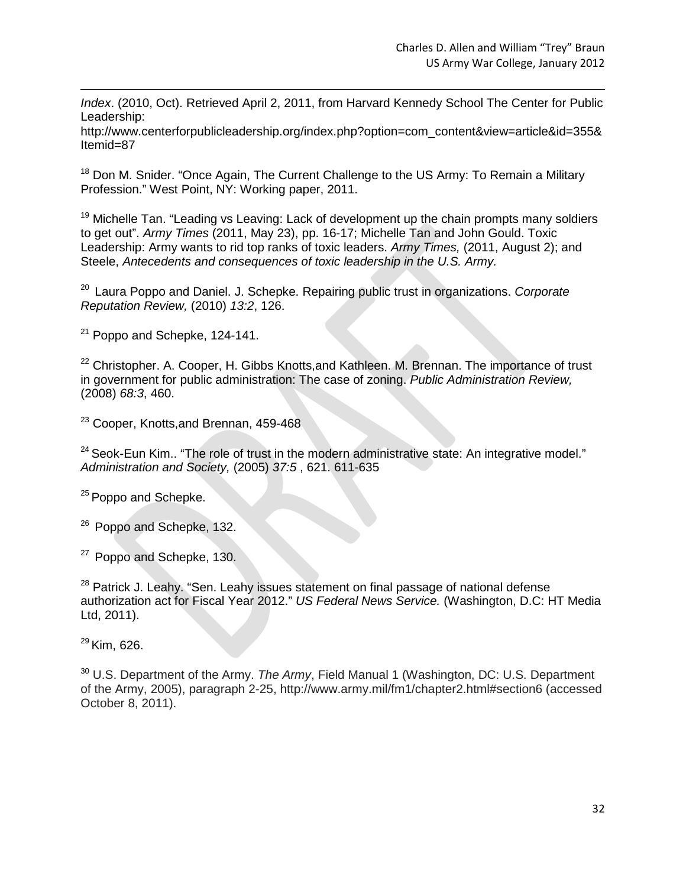*Index*. (2010, Oct). Retrieved April 2, 2011, from Harvard Kennedy School The Center for Public Leadership: http://www.centerforpublicleadership.org/index.php?option=com_content&view=article&id=355&Itemid=87

[18] Don M. Snider. "Once Again, The Current Challenge to the US Army: To Remain a Military Profession." West Point, NY: Working paper, 2011.

[19] Michelle Tan. "Leading vs Leaving: Lack of development up the chain prompts many soldiers to get out". *Army Times* (2011, May 23), pp. 16-17; Michelle Tan and John Gould. Toxic Leadership: Army wants to rid top ranks of toxic leaders. *Army Times,* (2011, August 2); and Steele, *Antecedents and consequences of toxic leadership in the U.S. Army.*

[20] Laura Poppo and Daniel. J. Schepke. Repairing public trust in organizations. *Corporate Reputation Review,* (2010) *13:2*, 126.

[21] Poppo and Schepke, 124-141.

[22] Christopher. A. Cooper, H. Gibbs Knotts,and Kathleen. M. Brennan. The importance of trust in government for public administration: The case of zoning. *Public Administration Review,* (2008) *68:3*, 460.

[23] Cooper, Knotts,and Brennan, 459-468

[24] Seok-Eun Kim.. "The role of trust in the modern administrative state: An integrative model." *Administration and Society,* (2005) *37:5* , 621. 611-635

[25] Poppo and Schepke.

[26] Poppo and Schepke, 132.

[27] Poppo and Schepke, 130.

[28] Patrick J. Leahy. "Sen. Leahy issues statement on final passage of national defense authorization act for Fiscal Year 2012." *US Federal News Service.* (Washington, D.C: HT Media Ltd, 2011).

[29] Kim, 626.

[30] U.S. Department of the Army. *The Army*, Field Manual 1 (Washington, DC: U.S. Department of the Army, 2005), paragraph 2-25, http://www.army.mil/fm1/chapter2.html#section6 (accessed October 8, 2011).